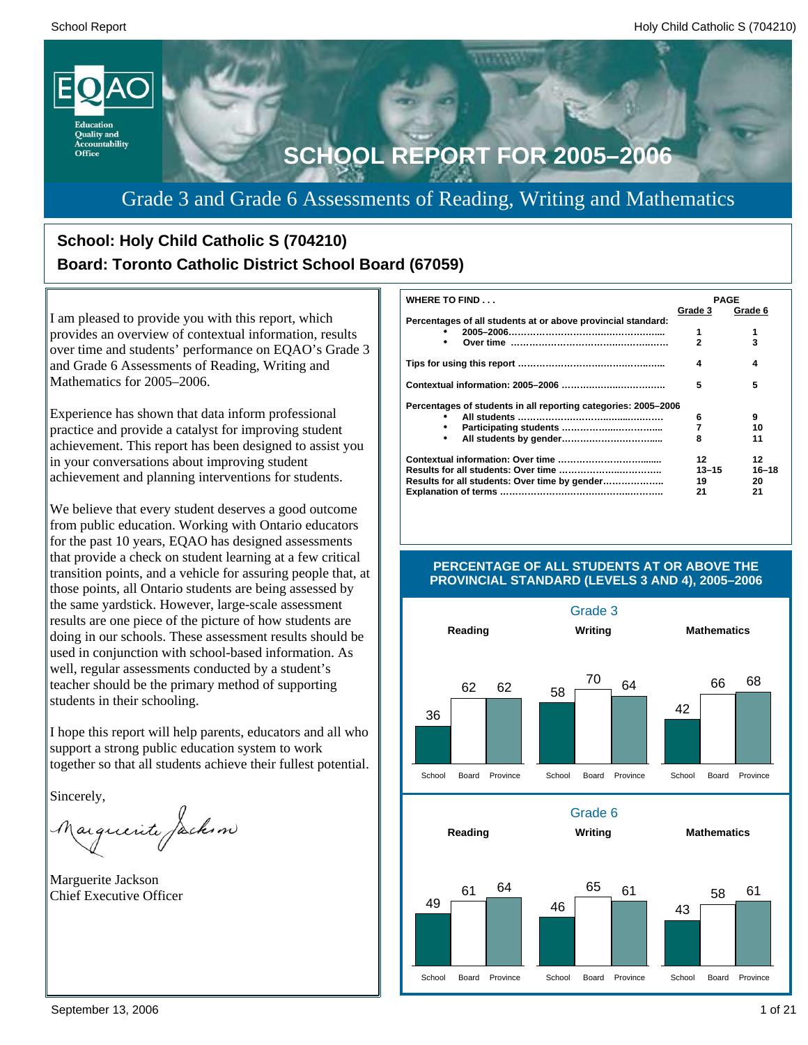# SCHOOL REPORT FOR 2005–2006

## Grade 3 and Grade 6 Assessments of Reading, Writing and Mathematics

**School: Holy Child Catholic S (704210)**

**Board: Toronto Catholic District School Board (67059)**

I am pleased to provide you with this report, which provides an overview of contextual information, results over time and students' performance on EQAO's Grade 3 and Grade 6 Assessments of Reading, Writing and Mathematics for 2005–2006.

Experience has shown that data inform professional practice and provide a catalyst for improving student achievement. This report has been designed to assist you in your conversations about improving student achievement and planning interventions for students.

We believe that every student deserves a good outcome from public education. Working with Ontario educators for the past 10 years, EQAO has designed assessments that provide a check on student learning at a few critical transition points, and a vehicle for assuring people that, at those points, all Ontario students are being assessed by the same yardstick. However, large-scale assessment results are one piece of the picture of how students are doing in our schools. These assessment results should be used in conjunction with school-based information. As well, regular assessments conducted by a student's teacher should be the primary method of supporting students in their schooling.

I hope this report will help parents, educators and all who support a strong public education system to work together so that all students achieve their fullest potential.

Sincerely,

Marguerite Jackson
Chief Executive Officer

| WHERE TO FIND . . . | PAGE Grade 3 | PAGE Grade 6 |
|---|---|---|
| **Percentages of all students at or above provincial standard:** | | |
| • 2005–2006 | 1 | 1 |
| • Over time | 2 | 3 |
| **Tips for using this report** | 4 | 4 |
| **Contextual information: 2005–2006** | 5 | 5 |
| **Percentages of students in all reporting categories: 2005–2006** | | |
| • All students | 6 | 9 |
| • Participating students | 7 | 10 |
| • All students by gender | 8 | 11 |
| **Contextual information: Over time** | 12 | 12 |
| **Results for all students: Over time** | 13–15 | 16–18 |
| **Results for all students: Over time by gender** | 19 | 20 |
| **Explanation of terms** | 21 | 21 |

### PERCENTAGE OF ALL STUDENTS AT OR ABOVE THE PROVINCIAL STANDARD (LEVELS 3 AND 4), 2005–2006

**Grade 3**

| | School | Board | Province |
|---|---|---|---|
| Reading | 36 | 62 | 62 |
| Writing | 58 | 70 | 64 |
| Mathematics | 42 | 66 | 68 |

**Grade 6**

| | School | Board | Province |
|---|---|---|---|
| Reading | 49 | 61 | 64 |
| Writing | 46 | 65 | 61 |
| Mathematics | 43 | 58 | 61 |

September 13, 2006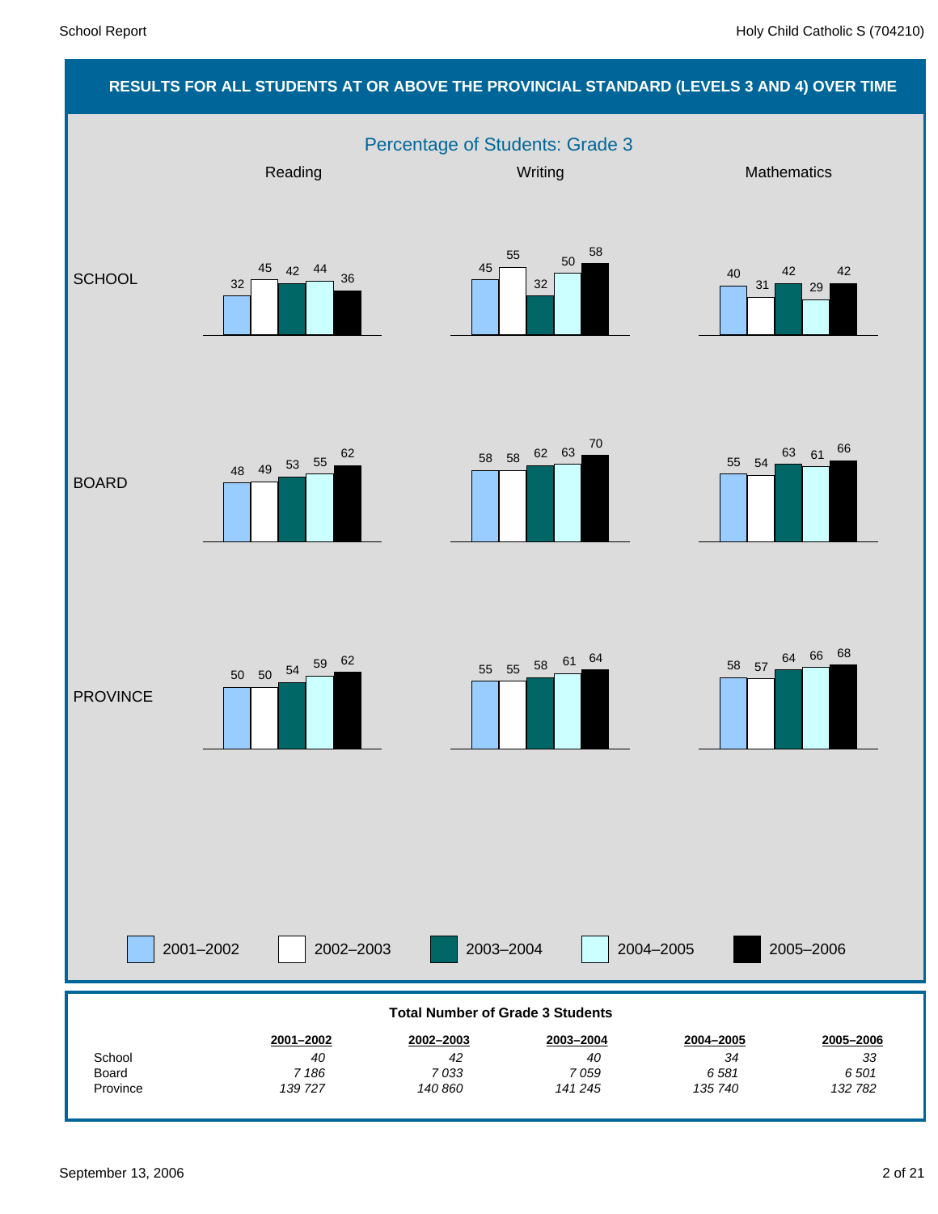## RESULTS FOR ALL STUDENTS AT OR ABOVE THE PROVINCIAL STANDARD (LEVELS 3 AND 4) OVER TIME

### Percentage of Students: Grade 3

| | | 2001–2002 | 2002–2003 | 2003–2004 | 2004–2005 | 2005–2006 |
|---|---|---|---|---|---|---|
| SCHOOL | Reading | 32 | 45 | 42 | 44 | 36 |
| SCHOOL | Writing | 45 | 55 | 32 | 50 | 58 |
| SCHOOL | Mathematics | 40 | 31 | 42 | 29 | 42 |
| BOARD | Reading | 48 | 49 | 53 | 55 | 62 |
| BOARD | Writing | 58 | 58 | 62 | 63 | 70 |
| BOARD | Mathematics | 55 | 54 | 63 | 61 | 66 |
| PROVINCE | Reading | 50 | 50 | 54 | 59 | 62 |
| PROVINCE | Writing | 55 | 55 | 58 | 61 | 64 |
| PROVINCE | Mathematics | 58 | 57 | 64 | 66 | 68 |

**Total Number of Grade 3 Students**

| | 2001–2002 | 2002–2003 | 2003–2004 | 2004–2005 | 2005–2006 |
|---|---|---|---|---|---|
| School | *40* | *42* | *40* | *34* | *33* |
| Board | *7 186* | *7 033* | *7 059* | *6 581* | *6 501* |
| Province | *139 727* | *140 860* | *141 245* | *135 740* | *132 782* |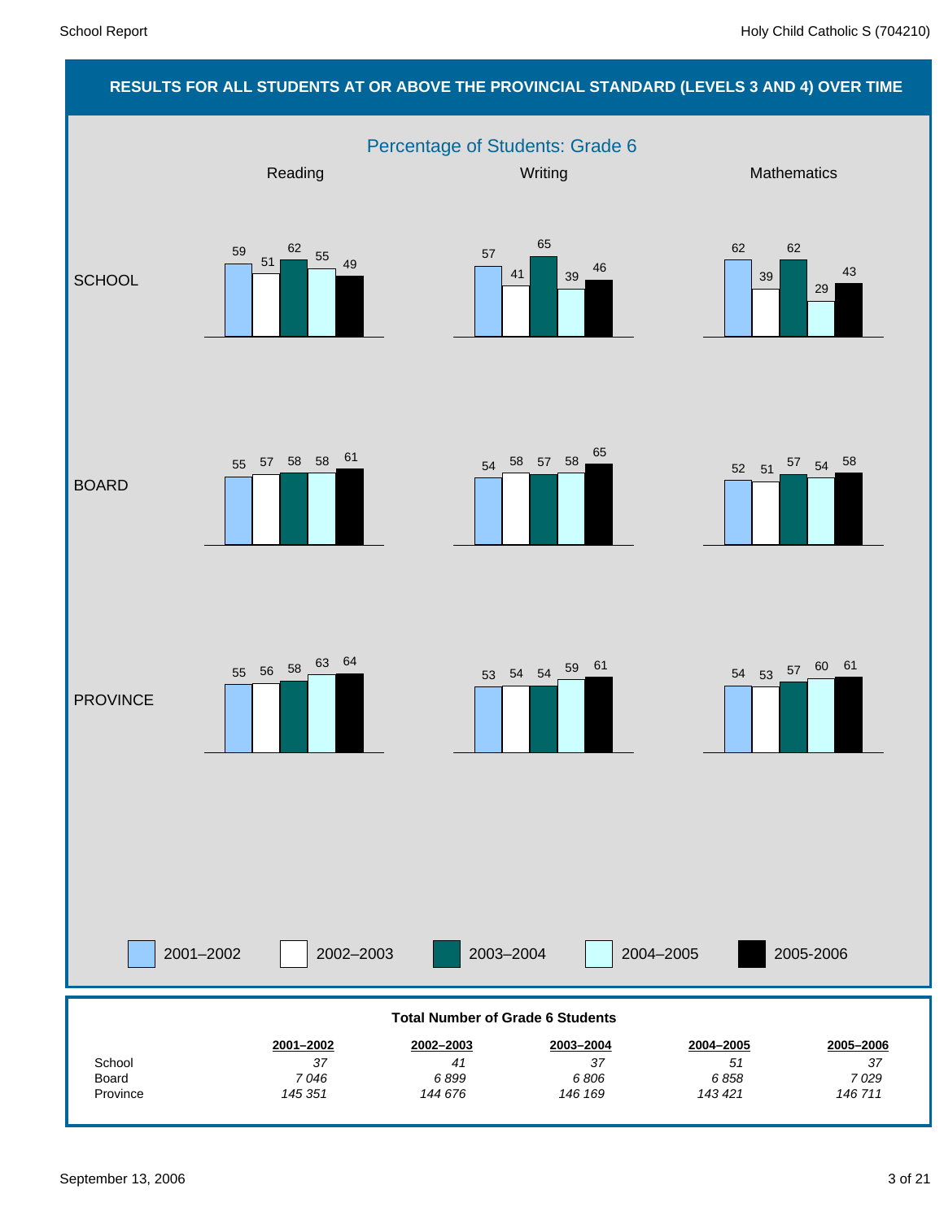## RESULTS FOR ALL STUDENTS AT OR ABOVE THE PROVINCIAL STANDARD (LEVELS 3 AND 4) OVER TIME

### Percentage of Students: Grade 6

| | Reading 2001–2002 | Reading 2002–2003 | Reading 2003–2004 | Reading 2004–2005 | Reading 2005-2006 | Writing 2001–2002 | Writing 2002–2003 | Writing 2003–2004 | Writing 2004–2005 | Writing 2005-2006 | Mathematics 2001–2002 | Mathematics 2002–2003 | Mathematics 2003–2004 | Mathematics 2004–2005 | Mathematics 2005-2006 |
|---|---|---|---|---|---|---|---|---|---|---|---|---|---|---|---|
| SCHOOL | 59 | 51 | 62 | 55 | 49 | 57 | 41 | 65 | 39 | 46 | 62 | 39 | 62 | 29 | 43 |
| BOARD | 55 | 57 | 58 | 58 | 61 | 54 | 58 | 57 | 58 | 65 | 52 | 51 | 57 | 54 | 58 |
| PROVINCE | 55 | 56 | 58 | 63 | 64 | 53 | 54 | 54 | 59 | 61 | 54 | 53 | 57 | 60 | 61 |

### Total Number of Grade 6 Students

| | 2001–2002 | 2002–2003 | 2003–2004 | 2004–2005 | 2005–2006 |
|---|---|---|---|---|---|
| School | *37* | *41* | *37* | *51* | *37* |
| Board | *7 046* | *6 899* | *6 806* | *6 858* | *7 029* |
| Province | *145 351* | *144 676* | *146 169* | *143 421* | *146 711* |

September 13, 2006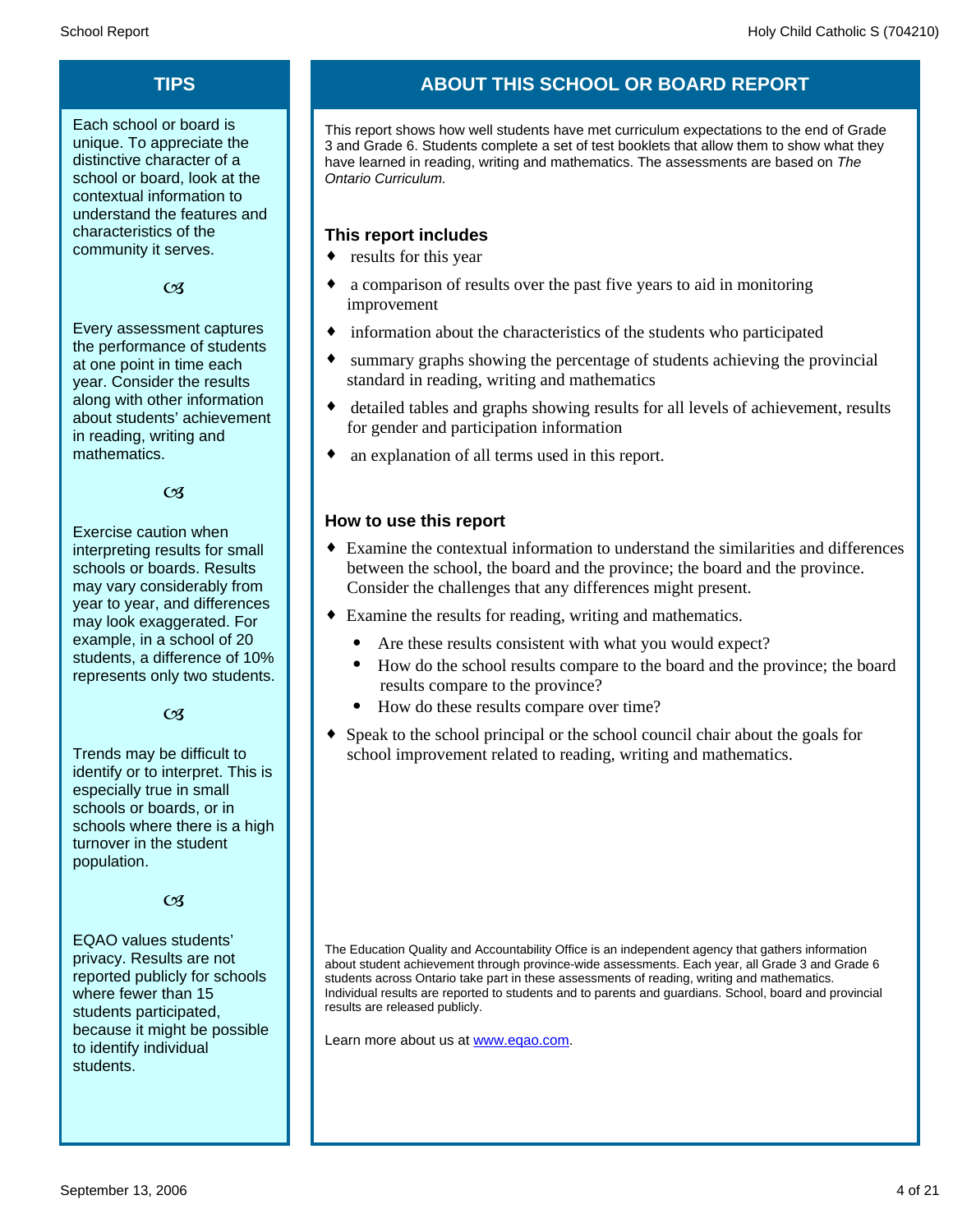## TIPS

Each school or board is unique. To appreciate the distinctive character of a school or board, look at the contextual information to understand the features and characteristics of the community it serves.

Every assessment captures the performance of students at one point in time each year. Consider the results along with other information about students' achievement in reading, writing and mathematics.

Exercise caution when interpreting results for small schools or boards. Results may vary considerably from year to year, and differences may look exaggerated. For example, in a school of 20 students, a difference of 10% represents only two students.

Trends may be difficult to identify or to interpret. This is especially true in small schools or boards, or in schools where there is a high turnover in the student population.

EQAO values students' privacy. Results are not reported publicly for schools where fewer than 15 students participated, because it might be possible to identify individual students.

## ABOUT THIS SCHOOL OR BOARD REPORT

This report shows how well students have met curriculum expectations to the end of Grade 3 and Grade 6. Students complete a set of test booklets that allow them to show what they have learned in reading, writing and mathematics. The assessments are based on *The Ontario Curriculum.*

### This report includes

- results for this year
- a comparison of results over the past five years to aid in monitoring improvement
- information about the characteristics of the students who participated
- summary graphs showing the percentage of students achieving the provincial standard in reading, writing and mathematics
- detailed tables and graphs showing results for all levels of achievement, results for gender and participation information
- an explanation of all terms used in this report.

### How to use this report

- Examine the contextual information to understand the similarities and differences between the school, the board and the province; the board and the province. Consider the challenges that any differences might present.
- Examine the results for reading, writing and mathematics.
  - Are these results consistent with what you would expect?
  - How do the school results compare to the board and the province; the board results compare to the province?
  - How do these results compare over time?
- Speak to the school principal or the school council chair about the goals for school improvement related to reading, writing and mathematics.

The Education Quality and Accountability Office is an independent agency that gathers information about student achievement through province-wide assessments. Each year, all Grade 3 and Grade 6 students across Ontario take part in these assessments of reading, writing and mathematics. Individual results are reported to students and to parents and guardians. School, board and provincial results are released publicly.

Learn more about us at [www.eqao.com](http://www.eqao.com).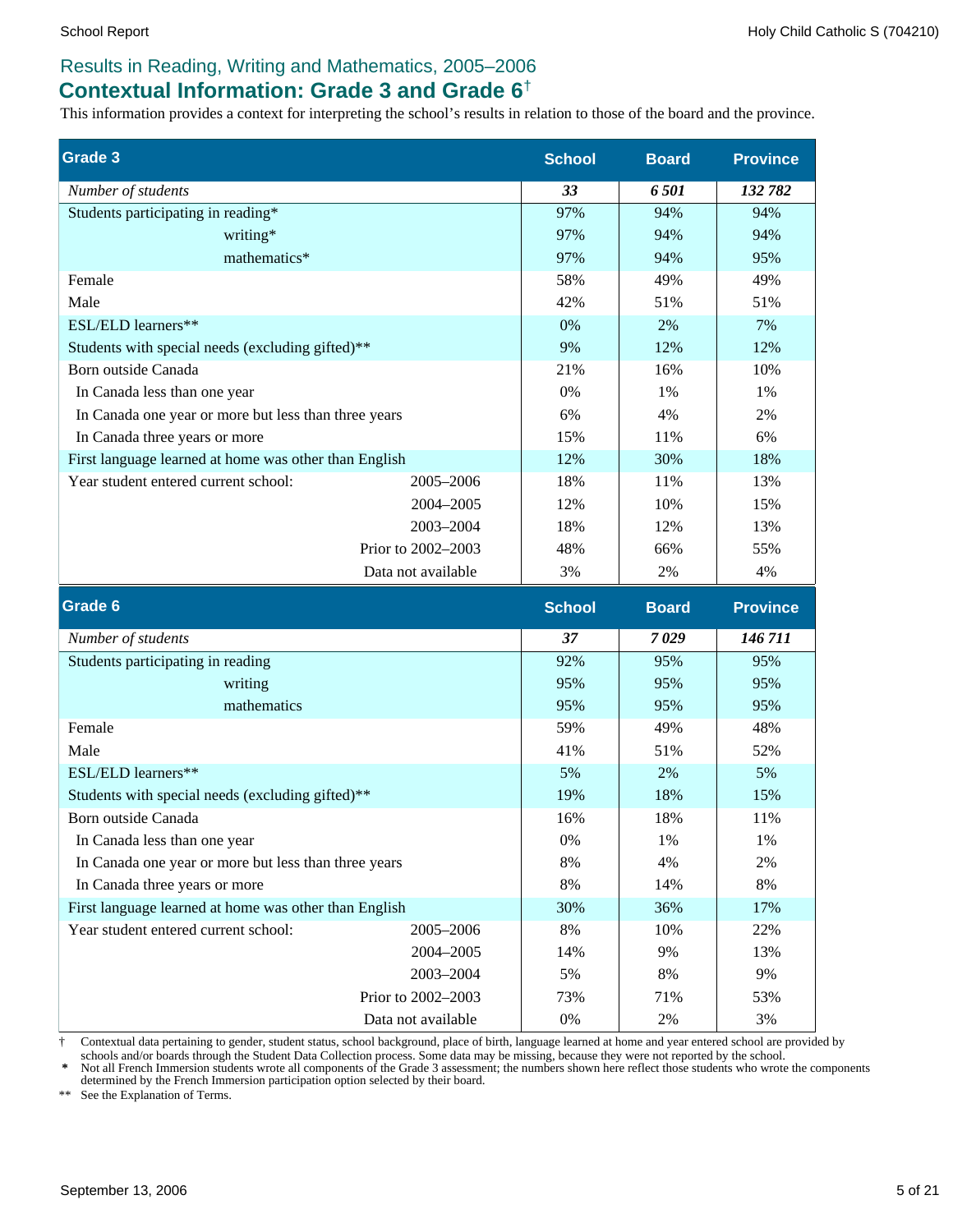## Results in Reading, Writing and Mathematics, 2005–2006

# Contextual Information: Grade 3 and Grade 6†

This information provides a context for interpreting the school's results in relation to those of the board and the province.

| Grade 3 | | School | Board | Province |
|---|---|---|---|---|
| *Number of students* | | ***33*** | ***6 501*** | ***132 782*** |
| Students participating in reading* | | 97% | 94% | 94% |
| writing* | | 97% | 94% | 94% |
| mathematics* | | 97% | 94% | 95% |
| Female | | 58% | 49% | 49% |
| Male | | 42% | 51% | 51% |
| ESL/ELD learners** | | 0% | 2% | 7% |
| Students with special needs (excluding gifted)** | | 9% | 12% | 12% |
| Born outside Canada | | 21% | 16% | 10% |
| In Canada less than one year | | 0% | 1% | 1% |
| In Canada one year or more but less than three years | | 6% | 4% | 2% |
| In Canada three years or more | | 15% | 11% | 6% |
| First language learned at home was other than English | | 12% | 30% | 18% |
| Year student entered current school: | 2005–2006 | 18% | 11% | 13% |
| | 2004–2005 | 12% | 10% | 15% |
| | 2003–2004 | 18% | 12% | 13% |
| | Prior to 2002–2003 | 48% | 66% | 55% |
| | Data not available | 3% | 2% | 4% |

| Grade 6 | | School | Board | Province |
|---|---|---|---|---|
| *Number of students* | | ***37*** | ***7 029*** | ***146 711*** |
| Students participating in reading | | 92% | 95% | 95% |
| writing | | 95% | 95% | 95% |
| mathematics | | 95% | 95% | 95% |
| Female | | 59% | 49% | 48% |
| Male | | 41% | 51% | 52% |
| ESL/ELD learners** | | 5% | 2% | 5% |
| Students with special needs (excluding gifted)** | | 19% | 18% | 15% |
| Born outside Canada | | 16% | 18% | 11% |
| In Canada less than one year | | 0% | 1% | 1% |
| In Canada one year or more but less than three years | | 8% | 4% | 2% |
| In Canada three years or more | | 8% | 14% | 8% |
| First language learned at home was other than English | | 30% | 36% | 17% |
| Year student entered current school: | 2005–2006 | 8% | 10% | 22% |
| | 2004–2005 | 14% | 9% | 13% |
| | 2003–2004 | 5% | 8% | 9% |
| | Prior to 2002–2003 | 73% | 71% | 53% |
| | Data not available | 0% | 2% | 3% |

† Contextual data pertaining to gender, student status, school background, place of birth, language learned at home and year entered school are provided by schools and/or boards through the Student Data Collection process. Some data may be missing, because they were not reported by the school.

\* Not all French Immersion students wrote all components of the Grade 3 assessment; the numbers shown here reflect those students who wrote the components determined by the French Immersion participation option selected by their board.

** See the Explanation of Terms.

September 13, 2006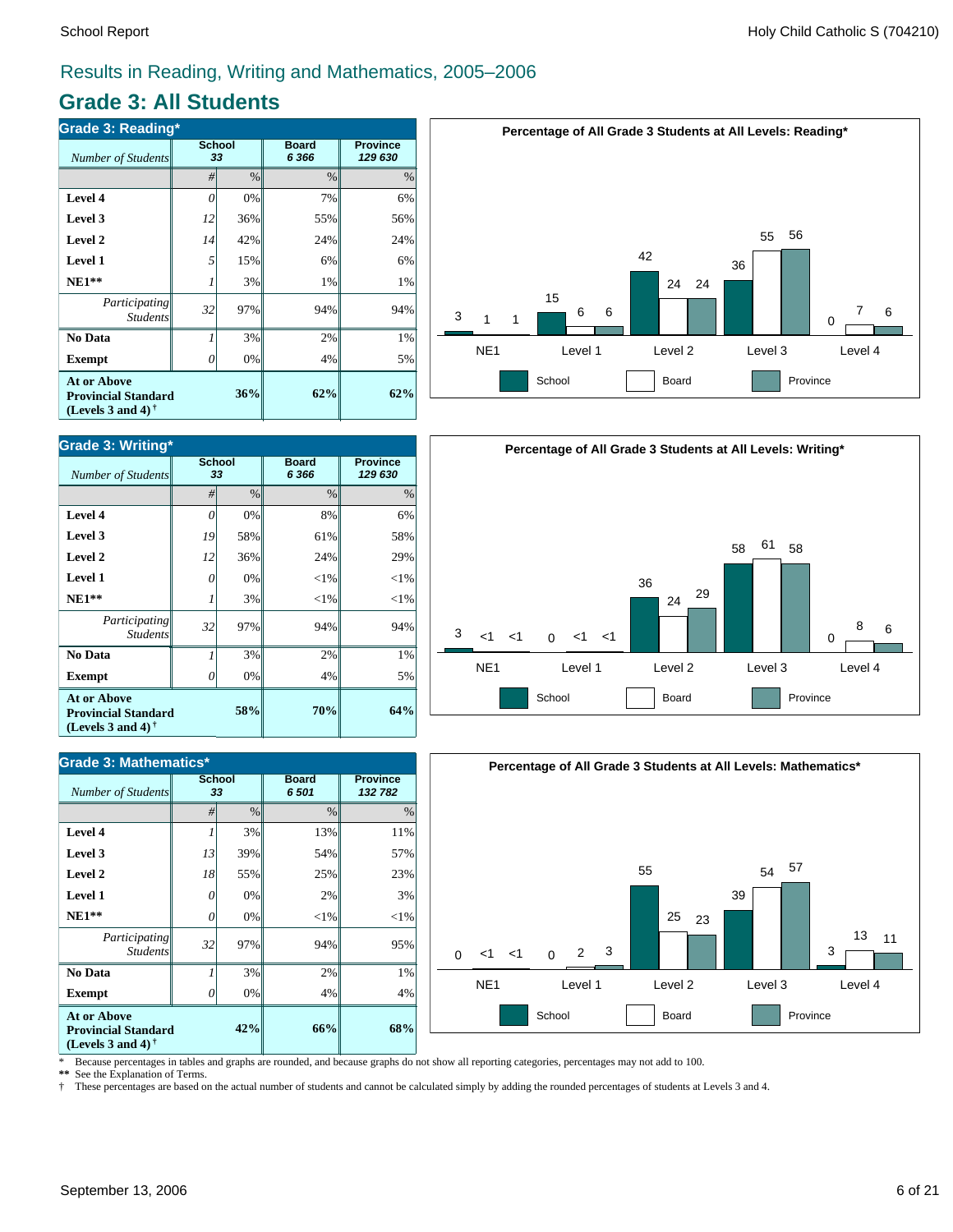## Results in Reading, Writing and Mathematics, 2005–2006

# Grade 3: All Students

### Grade 3: Reading*

| *Number of Students* | School 33 | | Board 6 366 | Province 129 630 |
|---|---|---|---|---|
| | # | % | % | % |
| **Level 4** | 0 | 0% | 7% | 6% |
| **Level 3** | 12 | 36% | 55% | 56% |
| **Level 2** | 14 | 42% | 24% | 24% |
| **Level 1** | 5 | 15% | 6% | 6% |
| **NE1**** | 1 | 3% | 1% | 1% |
| *Participating Students* | 32 | 97% | 94% | 94% |
| **No Data** | 1 | 3% | 2% | 1% |
| **Exempt** | 0 | 0% | 4% | 5% |
| **At or Above Provincial Standard (Levels 3 and 4)†** | | **36%** | **62%** | **62%** |

**Percentage of All Grade 3 Students at All Levels: Reading***

| | NE1 | Level 1 | Level 2 | Level 3 | Level 4 |
|---|---|---|---|---|---|
| School | 3 | 15 | 42 | 36 | 0 |
| Board | 1 | 6 | 24 | 55 | 7 |
| Province | 1 | 6 | 24 | 56 | 6 |

### Grade 3: Writing*

| *Number of Students* | School 33 | | Board 6 366 | Province 129 630 |
|---|---|---|---|---|
| | # | % | % | % |
| **Level 4** | 0 | 0% | 8% | 6% |
| **Level 3** | 19 | 58% | 61% | 58% |
| **Level 2** | 12 | 36% | 24% | 29% |
| **Level 1** | 0 | 0% | <1% | <1% |
| **NE1**** | 1 | 3% | <1% | <1% |
| *Participating Students* | 32 | 97% | 94% | 94% |
| **No Data** | 1 | 3% | 2% | 1% |
| **Exempt** | 0 | 0% | 4% | 5% |
| **At or Above Provincial Standard (Levels 3 and 4)†** | | **58%** | **70%** | **64%** |

**Percentage of All Grade 3 Students at All Levels: Writing***

| | NE1 | Level 1 | Level 2 | Level 3 | Level 4 |
|---|---|---|---|---|---|
| School | 3 | 0 | 36 | 58 | 0 |
| Board | <1 | <1 | 24 | 61 | 8 |
| Province | <1 | <1 | 29 | 58 | 6 |

### Grade 3: Mathematics*

| *Number of Students* | School 33 | | Board 6 501 | Province 132 782 |
|---|---|---|---|---|
| | # | % | % | % |
| **Level 4** | 1 | 3% | 13% | 11% |
| **Level 3** | 13 | 39% | 54% | 57% |
| **Level 2** | 18 | 55% | 25% | 23% |
| **Level 1** | 0 | 0% | 2% | 3% |
| **NE1**** | 0 | 0% | <1% | <1% |
| *Participating Students* | 32 | 97% | 94% | 95% |
| **No Data** | 1 | 3% | 2% | 1% |
| **Exempt** | 0 | 0% | 4% | 4% |
| **At or Above Provincial Standard (Levels 3 and 4)†** | | **42%** | **66%** | **68%** |

**Percentage of All Grade 3 Students at All Levels: Mathematics***

| | NE1 | Level 1 | Level 2 | Level 3 | Level 4 |
|---|---|---|---|---|---|
| School | 0 | 0 | 55 | 39 | 3 |
| Board | <1 | 2 | 25 | 54 | 13 |
| Province | <1 | 3 | 23 | 57 | 11 |

\* Because percentages in tables and graphs are rounded, and because graphs do not show all reporting categories, percentages may not add to 100.

** See the Explanation of Terms.

† These percentages are based on the actual number of students and cannot be calculated simply by adding the rounded percentages of students at Levels 3 and 4.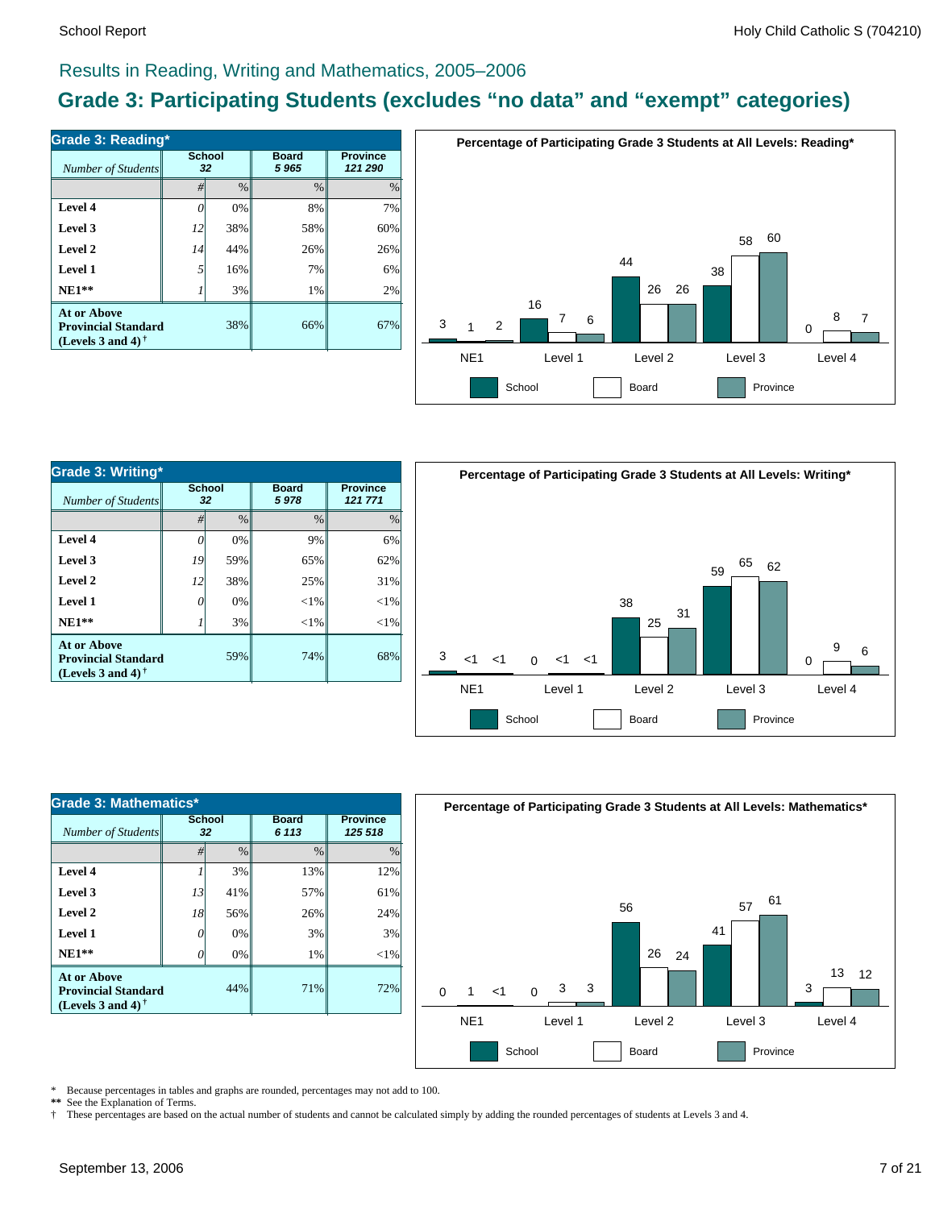## Results in Reading, Writing and Mathematics, 2005–2006

# Grade 3: Participating Students (excludes "no data" and "exempt" categories)

### Grade 3: Reading*

| *Number of Students* | School 32 | | Board 5 965 | Province 121 290 |
|---|---|---|---|---|
| | # | % | % | % |
| **Level 4** | *0* | 0% | 8% | 7% |
| **Level 3** | *12* | 38% | 58% | 60% |
| **Level 2** | *14* | 44% | 26% | 26% |
| **Level 1** | *5* | 16% | 7% | 6% |
| **NE1\*\*** | *1* | 3% | 1% | 2% |
| **At or Above Provincial Standard (Levels 3 and 4)†** | | 38% | 66% | 67% |

**Percentage of Participating Grade 3 Students at All Levels: Reading***

| | School | Board | Province |
|---|---|---|---|
| NE1 | 3 | 1 | 2 |
| Level 1 | 16 | 7 | 6 |
| Level 2 | 44 | 26 | 26 |
| Level 3 | 38 | 58 | 60 |
| Level 4 | 0 | 8 | 7 |

### Grade 3: Writing*

| *Number of Students* | School 32 | | Board 5 978 | Province 121 771 |
|---|---|---|---|---|
| | # | % | % | % |
| **Level 4** | *0* | 0% | 9% | 6% |
| **Level 3** | *19* | 59% | 65% | 62% |
| **Level 2** | *12* | 38% | 25% | 31% |
| **Level 1** | *0* | 0% | <1% | <1% |
| **NE1\*\*** | *1* | 3% | <1% | <1% |
| **At or Above Provincial Standard (Levels 3 and 4)†** | | 59% | 74% | 68% |

**Percentage of Participating Grade 3 Students at All Levels: Writing***

| | School | Board | Province |
|---|---|---|---|
| NE1 | 3 | <1 | <1 |
| Level 1 | 0 | <1 | <1 |
| Level 2 | 38 | 25 | 31 |
| Level 3 | 59 | 65 | 62 |
| Level 4 | 0 | 9 | 6 |

### Grade 3: Mathematics*

| *Number of Students* | School 32 | | Board 6 113 | Province 125 518 |
|---|---|---|---|---|
| | # | % | % | % |
| **Level 4** | *1* | 3% | 13% | 12% |
| **Level 3** | *13* | 41% | 57% | 61% |
| **Level 2** | *18* | 56% | 26% | 24% |
| **Level 1** | *0* | 0% | 3% | 3% |
| **NE1\*\*** | *0* | 0% | 1% | <1% |
| **At or Above Provincial Standard (Levels 3 and 4)†** | | 44% | 71% | 72% |

**Percentage of Participating Grade 3 Students at All Levels: Mathematics***

| | School | Board | Province |
|---|---|---|---|
| NE1 | 0 | 1 | <1 |
| Level 1 | 0 | 3 | 3 |
| Level 2 | 56 | 26 | 24 |
| Level 3 | 41 | 57 | 61 |
| Level 4 | 3 | 13 | 12 |

\* Because percentages in tables and graphs are rounded, percentages may not add to 100.
\*\* See the Explanation of Terms.
† These percentages are based on the actual number of students and cannot be calculated simply by adding the rounded percentages of students at Levels 3 and 4.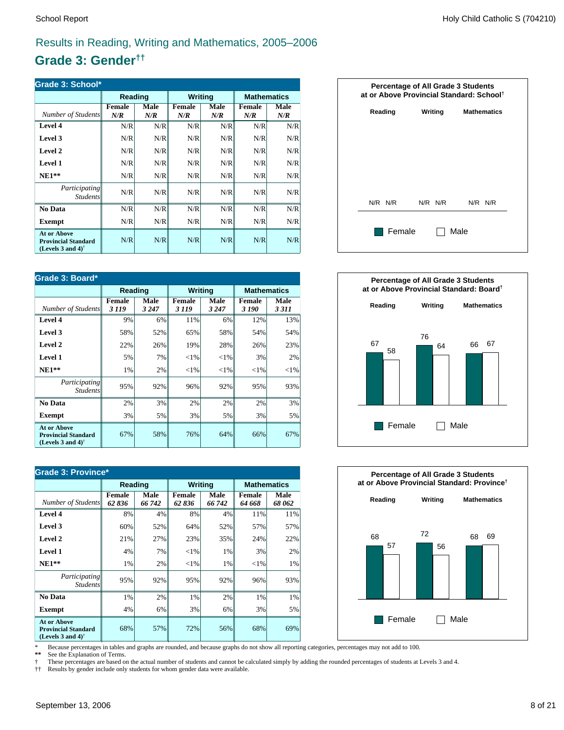## Results in Reading, Writing and Mathematics, 2005–2006

# Grade 3: Gender††

**Grade 3: School***

| | Reading | | Writing | | Mathematics | |
|---|---|---|---|---|---|---|
| *Number of Students* | Female *N/R* | Male *N/R* | Female *N/R* | Male *N/R* | Female *N/R* | Male *N/R* |
| **Level 4** | N/R | N/R | N/R | N/R | N/R | N/R |
| **Level 3** | N/R | N/R | N/R | N/R | N/R | N/R |
| **Level 2** | N/R | N/R | N/R | N/R | N/R | N/R |
| **Level 1** | N/R | N/R | N/R | N/R | N/R | N/R |
| **NE1**** | N/R | N/R | N/R | N/R | N/R | N/R |
| *Participating Students* | N/R | N/R | N/R | N/R | N/R | N/R |
| **No Data** | N/R | N/R | N/R | N/R | N/R | N/R |
| **Exempt** | N/R | N/R | N/R | N/R | N/R | N/R |
| **At or Above Provincial Standard (Levels 3 and 4)†** | N/R | N/R | N/R | N/R | N/R | N/R |

**Percentage of All Grade 3 Students at or Above Provincial Standard: School†**

| | Reading | Writing | Mathematics |
|---|---|---|---|
| Female | N/R | N/R | N/R |
| Male | N/R | N/R | N/R |

**Grade 3: Board***

| | Reading | | Writing | | Mathematics | |
|---|---|---|---|---|---|---|
| *Number of Students* | Female *3 119* | Male *3 247* | Female *3 119* | Male *3 247* | Female *3 190* | Male *3 311* |
| **Level 4** | 9% | 6% | 11% | 6% | 12% | 13% |
| **Level 3** | 58% | 52% | 65% | 58% | 54% | 54% |
| **Level 2** | 22% | 26% | 19% | 28% | 26% | 23% |
| **Level 1** | 5% | 7% | <1% | <1% | 3% | 2% |
| **NE1**** | 1% | 2% | <1% | <1% | <1% | <1% |
| *Participating Students* | 95% | 92% | 96% | 92% | 95% | 93% |
| **No Data** | 2% | 3% | 2% | 2% | 2% | 3% |
| **Exempt** | 3% | 5% | 3% | 5% | 3% | 5% |
| **At or Above Provincial Standard (Levels 3 and 4)†** | 67% | 58% | 76% | 64% | 66% | 67% |

**Percentage of All Grade 3 Students at or Above Provincial Standard: Board†**

| | Reading | Writing | Mathematics |
|---|---|---|---|
| Female | 67 | 76 | 66 |
| Male | 58 | 64 | 67 |

**Grade 3: Province***

| | Reading | | Writing | | Mathematics | |
|---|---|---|---|---|---|---|
| *Number of Students* | Female *62 836* | Male *66 742* | Female *62 836* | Male *66 742* | Female *64 668* | Male *68 062* |
| **Level 4** | 8% | 4% | 8% | 4% | 11% | 11% |
| **Level 3** | 60% | 52% | 64% | 52% | 57% | 57% |
| **Level 2** | 21% | 27% | 23% | 35% | 24% | 22% |
| **Level 1** | 4% | 7% | <1% | 1% | 3% | 2% |
| **NE1**** | 1% | 2% | <1% | 1% | <1% | 1% |
| *Participating Students* | 95% | 92% | 95% | 92% | 96% | 93% |
| **No Data** | 1% | 2% | 1% | 2% | 1% | 1% |
| **Exempt** | 4% | 6% | 3% | 6% | 3% | 5% |
| **At or Above Provincial Standard (Levels 3 and 4)†** | 68% | 57% | 72% | 56% | 68% | 69% |

**Percentage of All Grade 3 Students at or Above Provincial Standard: Province†**

| | Reading | Writing | Mathematics |
|---|---|---|---|
| Female | 68 | 72 | 68 |
| Male | 57 | 56 | 69 |

\* Because percentages in tables and graphs are rounded, and because graphs do not show all reporting categories, percentages may not add to 100.
** See the Explanation of Terms.
† These percentages are based on the actual number of students and cannot be calculated simply by adding the rounded percentages of students at Levels 3 and 4.
†† Results by gender include only students for whom gender data were available.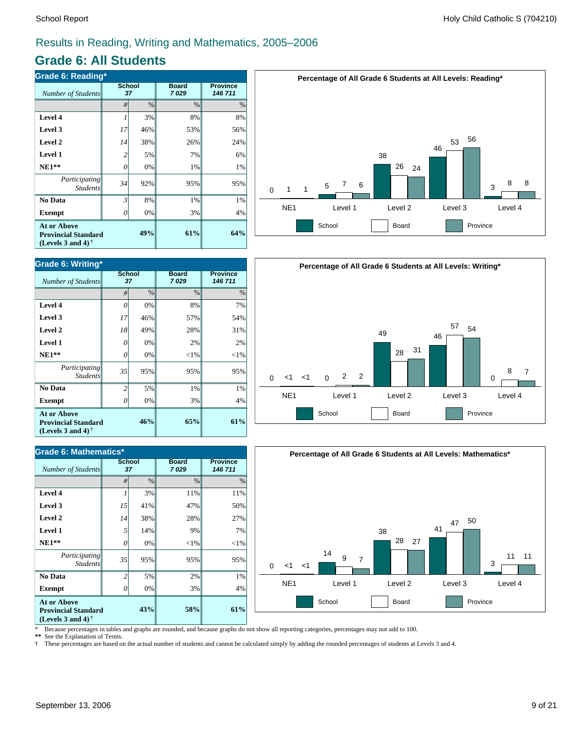# Results in Reading, Writing and Mathematics, 2005–2006

## Grade 6: All Students

### Grade 6: Reading*

| *Number of Students* | School 37 | | Board 7 029 | Province 146 711 |
|---|---|---|---|---|
| | # | % | % | % |
| **Level 4** | *1* | 3% | 8% | 8% |
| **Level 3** | *17* | 46% | 53% | 56% |
| **Level 2** | *14* | 38% | 26% | 24% |
| **Level 1** | *2* | 5% | 7% | 6% |
| **NE1**** | *0* | 0% | 1% | 1% |
| *Participating Students* | *34* | 92% | 95% | 95% |
| **No Data** | *3* | 8% | 1% | 1% |
| **Exempt** | *0* | 0% | 3% | 4% |
| **At or Above Provincial Standard (Levels 3 and 4)†** | | **49%** | **61%** | **64%** |

**Percentage of All Grade 6 Students at All Levels: Reading***

| | NE1 | Level 1 | Level 2 | Level 3 | Level 4 |
|---|---|---|---|---|---|
| School | 0 | 5 | 38 | 46 | 3 |
| Board | 1 | 7 | 26 | 53 | 8 |
| Province | 1 | 6 | 24 | 56 | 8 |

### Grade 6: Writing*

| *Number of Students* | School 37 | | Board 7 029 | Province 146 711 |
|---|---|---|---|---|
| | # | % | % | % |
| **Level 4** | *0* | 0% | 8% | 7% |
| **Level 3** | *17* | 46% | 57% | 54% |
| **Level 2** | *18* | 49% | 28% | 31% |
| **Level 1** | *0* | 0% | 2% | 2% |
| **NE1**** | *0* | 0% | <1% | <1% |
| *Participating Students* | *35* | 95% | 95% | 95% |
| **No Data** | *2* | 5% | 1% | 1% |
| **Exempt** | *0* | 0% | 3% | 4% |
| **At or Above Provincial Standard (Levels 3 and 4)†** | | **46%** | **65%** | **61%** |

**Percentage of All Grade 6 Students at All Levels: Writing***

| | NE1 | Level 1 | Level 2 | Level 3 | Level 4 |
|---|---|---|---|---|---|
| School | 0 | 0 | 49 | 46 | 0 |
| Board | <1 | 2 | 28 | 57 | 8 |
| Province | <1 | 2 | 31 | 54 | 7 |

### Grade 6: Mathematics*

| *Number of Students* | School 37 | | Board 7 029 | Province 146 711 |
|---|---|---|---|---|
| | # | % | % | % |
| **Level 4** | *1* | 3% | 11% | 11% |
| **Level 3** | *15* | 41% | 47% | 50% |
| **Level 2** | *14* | 38% | 28% | 27% |
| **Level 1** | *5* | 14% | 9% | 7% |
| **NE1**** | *0* | 0% | <1% | <1% |
| *Participating Students* | *35* | 95% | 95% | 95% |
| **No Data** | *2* | 5% | 2% | 1% |
| **Exempt** | *0* | 0% | 3% | 4% |
| **At or Above Provincial Standard (Levels 3 and 4)†** | | **43%** | **58%** | **61%** |

**Percentage of All Grade 6 Students at All Levels: Mathematics***

| | NE1 | Level 1 | Level 2 | Level 3 | Level 4 |
|---|---|---|---|---|---|
| School | 0 | 14 | 38 | 41 | 3 |
| Board | <1 | 9 | 28 | 47 | 11 |
| Province | <1 | 7 | 27 | 50 | 11 |

\* Because percentages in tables and graphs are rounded, and because graphs do not show all reporting categories, percentages may not add to 100.
** See the Explanation of Terms.
† These percentages are based on the actual number of students and cannot be calculated simply by adding the rounded percentages of students at Levels 3 and 4.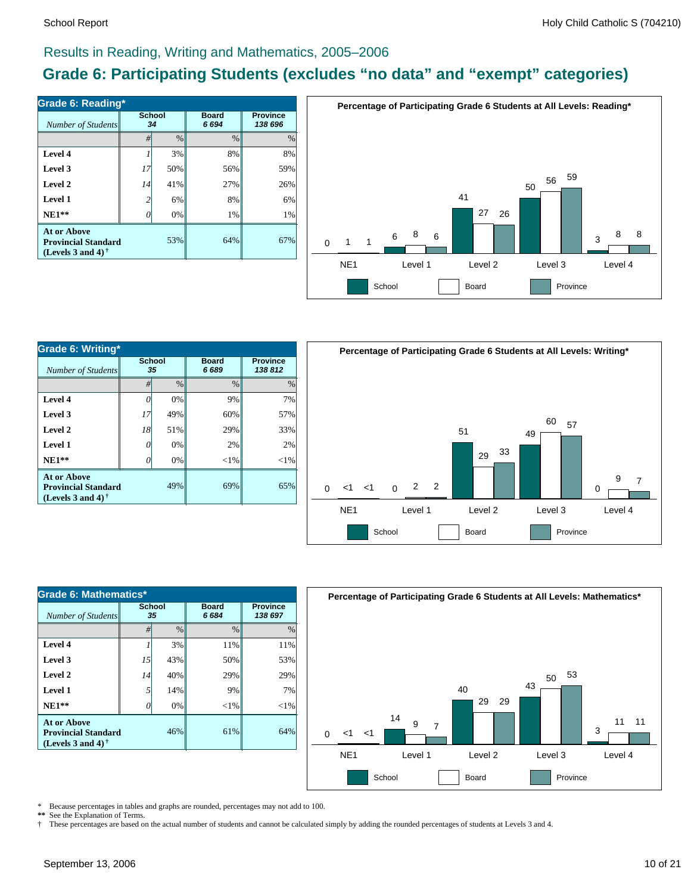# Results in Reading, Writing and Mathematics, 2005–2006

## Grade 6: Participating Students (excludes "no data" and "exempt" categories)

| Grade 6: Reading* | School | | Board | Province |
|---|---|---|---|---|
| *Number of Students* | 34 | | 6 694 | 138 696 |
| | # | % | % | % |
| **Level 4** | *1* | 3% | 8% | 8% |
| **Level 3** | *17* | 50% | 56% | 59% |
| **Level 2** | *14* | 41% | 27% | 26% |
| **Level 1** | *2* | 6% | 8% | 6% |
| **NE1**** | *0* | 0% | 1% | 1% |
| **At or Above Provincial Standard (Levels 3 and 4)†** | | 53% | 64% | 67% |

**Percentage of Participating Grade 6 Students at All Levels: Reading***

| | School | Board | Province |
|---|---|---|---|
| NE1 | 0 | 1 | 1 |
| Level 1 | 6 | 8 | 6 |
| Level 2 | 41 | 27 | 26 |
| Level 3 | 50 | 56 | 59 |
| Level 4 | 3 | 8 | 8 |

| Grade 6: Writing* | School | | Board | Province |
|---|---|---|---|---|
| *Number of Students* | 35 | | 6 689 | 138 812 |
| | # | % | % | % |
| **Level 4** | *0* | 0% | 9% | 7% |
| **Level 3** | *17* | 49% | 60% | 57% |
| **Level 2** | *18* | 51% | 29% | 33% |
| **Level 1** | *0* | 0% | 2% | 2% |
| **NE1**** | *0* | 0% | <1% | <1% |
| **At or Above Provincial Standard (Levels 3 and 4)†** | | 49% | 69% | 65% |

**Percentage of Participating Grade 6 Students at All Levels: Writing***

| | School | Board | Province |
|---|---|---|---|
| NE1 | 0 | <1 | <1 |
| Level 1 | 0 | 2 | 2 |
| Level 2 | 51 | 29 | 33 |
| Level 3 | 49 | 60 | 57 |
| Level 4 | 0 | 9 | 7 |

| Grade 6: Mathematics* | School | | Board | Province |
|---|---|---|---|---|
| *Number of Students* | 35 | | 6 684 | 138 697 |
| | # | % | % | % |
| **Level 4** | *1* | 3% | 11% | 11% |
| **Level 3** | *15* | 43% | 50% | 53% |
| **Level 2** | *14* | 40% | 29% | 29% |
| **Level 1** | *5* | 14% | 9% | 7% |
| **NE1**** | *0* | 0% | <1% | <1% |
| **At or Above Provincial Standard (Levels 3 and 4)†** | | 46% | 61% | 64% |

**Percentage of Participating Grade 6 Students at All Levels: Mathematics***

| | School | Board | Province |
|---|---|---|---|
| NE1 | 0 | <1 | <1 |
| Level 1 | 14 | 9 | 7 |
| Level 2 | 40 | 29 | 29 |
| Level 3 | 43 | 50 | 53 |
| Level 4 | 3 | 11 | 11 |

\* Because percentages in tables and graphs are rounded, percentages may not add to 100.
** See the Explanation of Terms.
† These percentages are based on the actual number of students and cannot be calculated simply by adding the rounded percentages of students at Levels 3 and 4.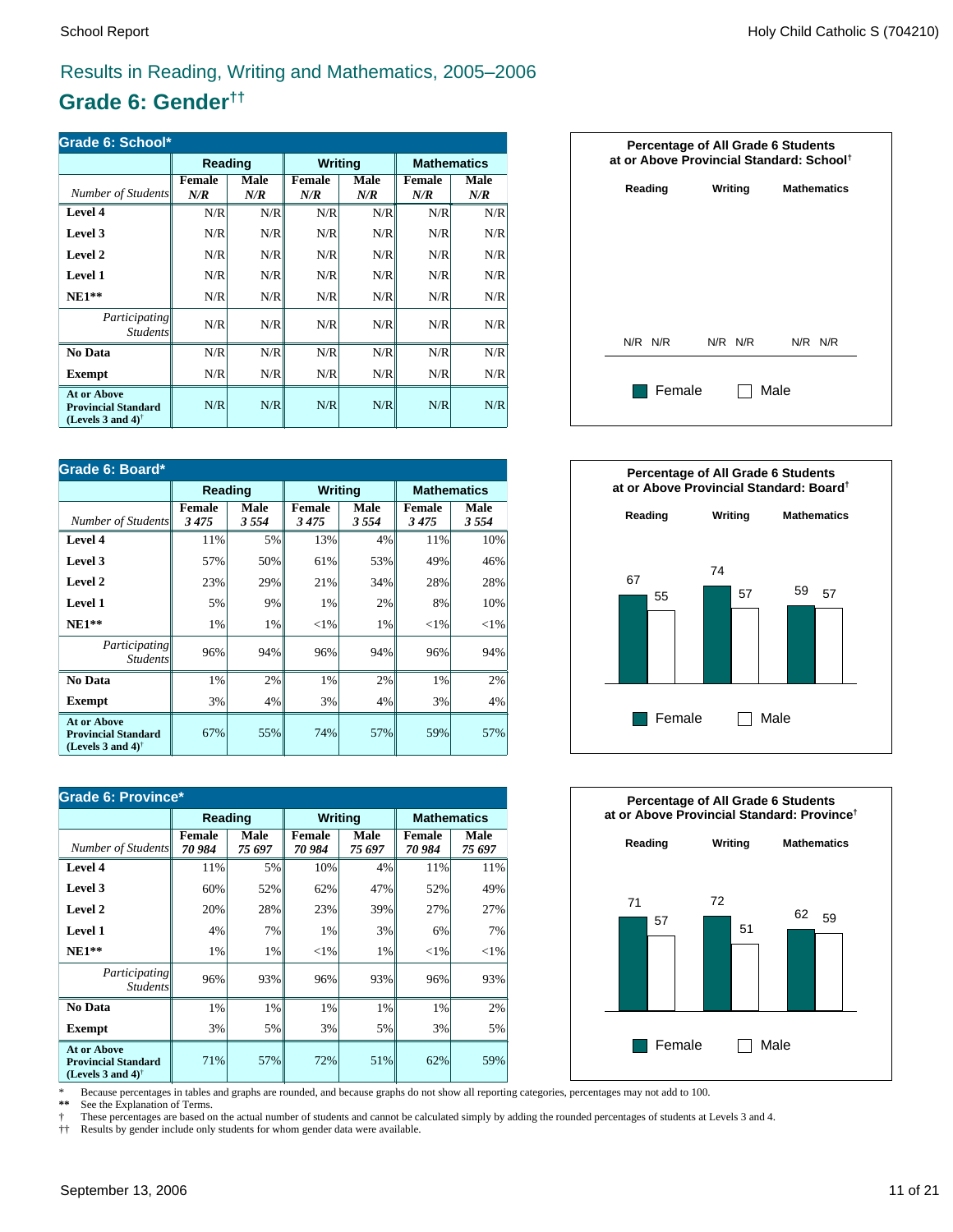## Results in Reading, Writing and Mathematics, 2005–2006

# Grade 6: Gender††

| Grade 6: School* | Reading | | Writing | | Mathematics | |
|---|---|---|---|---|---|---|
| *Number of Students* | Female *N/R* | Male *N/R* | Female *N/R* | Male *N/R* | Female *N/R* | Male *N/R* |
| **Level 4** | N/R | N/R | N/R | N/R | N/R | N/R |
| **Level 3** | N/R | N/R | N/R | N/R | N/R | N/R |
| **Level 2** | N/R | N/R | N/R | N/R | N/R | N/R |
| **Level 1** | N/R | N/R | N/R | N/R | N/R | N/R |
| **NE1**** | N/R | N/R | N/R | N/R | N/R | N/R |
| *Participating Students* | N/R | N/R | N/R | N/R | N/R | N/R |
| **No Data** | N/R | N/R | N/R | N/R | N/R | N/R |
| **Exempt** | N/R | N/R | N/R | N/R | N/R | N/R |
| **At or Above Provincial Standard (Levels 3 and 4)†** | N/R | N/R | N/R | N/R | N/R | N/R |

**Percentage of All Grade 6 Students at or Above Provincial Standard: School†**

| | Reading | Writing | Mathematics |
|---|---|---|---|
| Female | N/R | N/R | N/R |
| Male | N/R | N/R | N/R |

| Grade 6: Board* | Reading | | Writing | | Mathematics | |
|---|---|---|---|---|---|---|
| *Number of Students* | Female *3 475* | Male *3 554* | Female *3 475* | Male *3 554* | Female *3 475* | Male *3 554* |
| **Level 4** | 11% | 5% | 13% | 4% | 11% | 10% |
| **Level 3** | 57% | 50% | 61% | 53% | 49% | 46% |
| **Level 2** | 23% | 29% | 21% | 34% | 28% | 28% |
| **Level 1** | 5% | 9% | 1% | 2% | 8% | 10% |
| **NE1**** | 1% | 1% | <1% | 1% | <1% | <1% |
| *Participating Students* | 96% | 94% | 96% | 94% | 96% | 94% |
| **No Data** | 1% | 2% | 1% | 2% | 1% | 2% |
| **Exempt** | 3% | 4% | 3% | 4% | 3% | 4% |
| **At or Above Provincial Standard (Levels 3 and 4)†** | 67% | 55% | 74% | 57% | 59% | 57% |

**Percentage of All Grade 6 Students at or Above Provincial Standard: Board†**

| | Reading | Writing | Mathematics |
|---|---|---|---|
| Female | 67 | 74 | 59 |
| Male | 55 | 57 | 57 |

| Grade 6: Province* | Reading | | Writing | | Mathematics | |
|---|---|---|---|---|---|---|
| *Number of Students* | Female *70 984* | Male *75 697* | Female *70 984* | Male *75 697* | Female *70 984* | Male *75 697* |
| **Level 4** | 11% | 5% | 10% | 4% | 11% | 11% |
| **Level 3** | 60% | 52% | 62% | 47% | 52% | 49% |
| **Level 2** | 20% | 28% | 23% | 39% | 27% | 27% |
| **Level 1** | 4% | 7% | 1% | 3% | 6% | 7% |
| **NE1**** | 1% | 1% | <1% | 1% | <1% | <1% |
| *Participating Students* | 96% | 93% | 96% | 93% | 96% | 93% |
| **No Data** | 1% | 1% | 1% | 1% | 1% | 2% |
| **Exempt** | 3% | 5% | 3% | 5% | 3% | 5% |
| **At or Above Provincial Standard (Levels 3 and 4)†** | 71% | 57% | 72% | 51% | 62% | 59% |

**Percentage of All Grade 6 Students at or Above Provincial Standard: Province†**

| | Reading | Writing | Mathematics |
|---|---|---|---|
| Female | 71 | 72 | 62 |
| Male | 57 | 51 | 59 |

\* Because percentages in tables and graphs are rounded, and because graphs do not show all reporting categories, percentages may not add to 100.

** See the Explanation of Terms.

† These percentages are based on the actual number of students and cannot be calculated simply by adding the rounded percentages of students at Levels 3 and 4.

†† Results by gender include only students for whom gender data were available.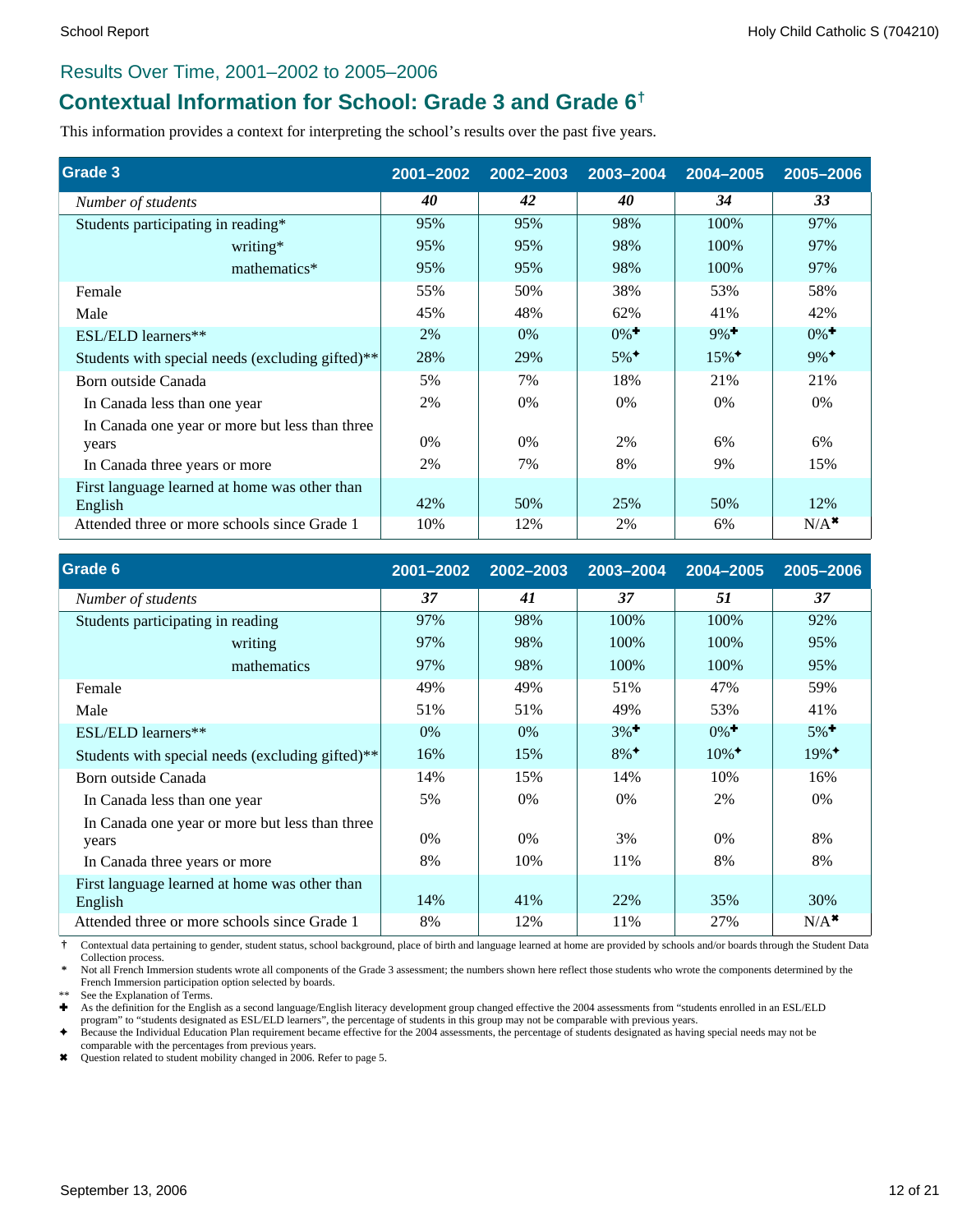## Results Over Time, 2001–2002 to 2005–2006

# Contextual Information for School: Grade 3 and Grade 6†

This information provides a context for interpreting the school's results over the past five years.

| Grade 3 | 2001–2002 | 2002–2003 | 2003–2004 | 2004–2005 | 2005–2006 |
|---|---|---|---|---|---|
| *Number of students* | ***40*** | ***42*** | ***40*** | ***34*** | ***33*** |
| Students participating in reading* | 95% | 95% | 98% | 100% | 97% |
| writing* | 95% | 95% | 98% | 100% | 97% |
| mathematics* | 95% | 95% | 98% | 100% | 97% |
| Female | 55% | 50% | 38% | 53% | 58% |
| Male | 45% | 48% | 62% | 41% | 42% |
| ESL/ELD learners** | 2% | 0% | 0%✚ | 9%✚ | 0%✚ |
| Students with special needs (excluding gifted)** | 28% | 29% | 5%✦ | 15%✦ | 9%✦ |
| Born outside Canada | 5% | 7% | 18% | 21% | 21% |
| In Canada less than one year | 2% | 0% | 0% | 0% | 0% |
| In Canada one year or more but less than three years | 0% | 0% | 2% | 6% | 6% |
| In Canada three years or more | 2% | 7% | 8% | 9% | 15% |
| First language learned at home was other than English | 42% | 50% | 25% | 50% | 12% |
| Attended three or more schools since Grade 1 | 10% | 12% | 2% | 6% | N/A✖ |

| Grade 6 | 2001–2002 | 2002–2003 | 2003–2004 | 2004–2005 | 2005–2006 |
|---|---|---|---|---|---|
| *Number of students* | ***37*** | ***41*** | ***37*** | ***51*** | ***37*** |
| Students participating in reading | 97% | 98% | 100% | 100% | 92% |
| writing | 97% | 98% | 100% | 100% | 95% |
| mathematics | 97% | 98% | 100% | 100% | 95% |
| Female | 49% | 49% | 51% | 47% | 59% |
| Male | 51% | 51% | 49% | 53% | 41% |
| ESL/ELD learners** | 0% | 0% | 3%✚ | 0%✚ | 5%✚ |
| Students with special needs (excluding gifted)** | 16% | 15% | 8%✦ | 10%✦ | 19%✦ |
| Born outside Canada | 14% | 15% | 14% | 10% | 16% |
| In Canada less than one year | 5% | 0% | 0% | 2% | 0% |
| In Canada one year or more but less than three years | 0% | 0% | 3% | 0% | 8% |
| In Canada three years or more | 8% | 10% | 11% | 8% | 8% |
| First language learned at home was other than English | 14% | 41% | 22% | 35% | 30% |
| Attended three or more schools since Grade 1 | 8% | 12% | 11% | 27% | N/A✖ |

† Contextual data pertaining to gender, student status, school background, place of birth and language learned at home are provided by schools and/or boards through the Student Data Collection process.

\* Not all French Immersion students wrote all components of the Grade 3 assessment; the numbers shown here reflect those students who wrote the components determined by the French Immersion participation option selected by boards.

** See the Explanation of Terms.

✚ As the definition for the English as a second language/English literacy development group changed effective the 2004 assessments from "students enrolled in an ESL/ELD program" to "students designated as ESL/ELD learners", the percentage of students in this group may not be comparable with previous years.

✦ Because the Individual Education Plan requirement became effective for the 2004 assessments, the percentage of students designated as having special needs may not be comparable with the percentages from previous years.

✖ Question related to student mobility changed in 2006. Refer to page 5.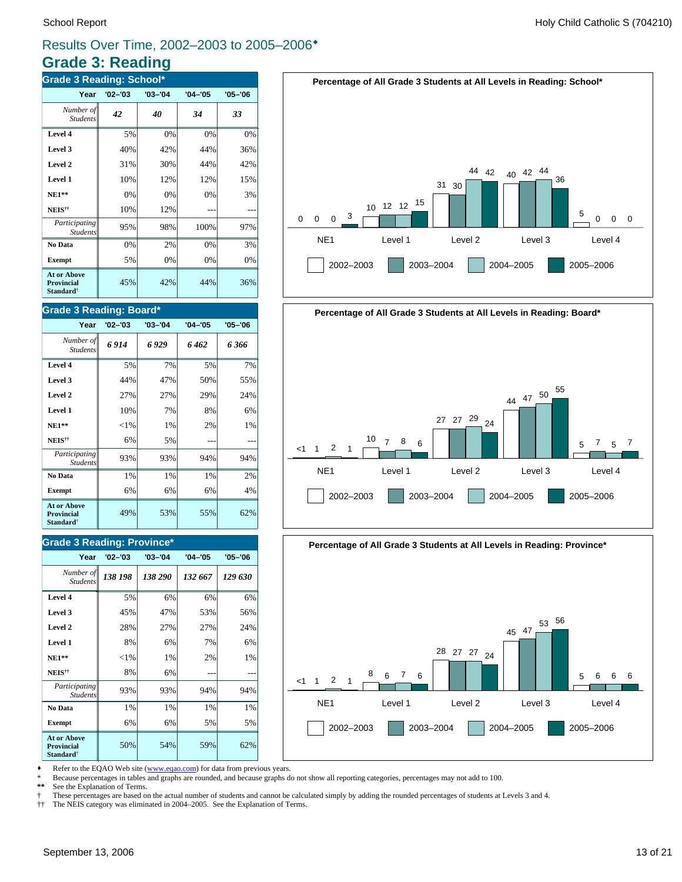## Results Over Time, 2002–2003 to 2005–2006◆

# Grade 3: Reading

### Grade 3 Reading: School*

| Year | '02–'03 | '03–'04 | '04–'05 | '05–'06 |
|---|---|---|---|---|
| *Number of Students* | *42* | *40* | *34* | *33* |
| **Level 4** | 5% | 0% | 0% | 0% |
| **Level 3** | 40% | 42% | 44% | 36% |
| **Level 2** | 31% | 30% | 44% | 42% |
| **Level 1** | 10% | 12% | 12% | 15% |
| **NE1**** | 0% | 0% | 0% | 3% |
| **NEIS**†† | 10% | 12% | --- | --- |
| *Participating Students* | 95% | 98% | 100% | 97% |
| **No Data** | 0% | 2% | 0% | 3% |
| **Exempt** | 5% | 0% | 0% | 0% |
| **At or Above Provincial Standard**† | 45% | 42% | 44% | 36% |

**Percentage of All Grade 3 Students at All Levels in Reading: School***

| | NE1 | Level 1 | Level 2 | Level 3 | Level 4 |
|---|---|---|---|---|---|
| 2002–2003 | 0 | 10 | 31 | 40 | 5 |
| 2003–2004 | 0 | 12 | 30 | 42 | 0 |
| 2004–2005 | 0 | 12 | 44 | 44 | 0 |
| 2005–2006 | 3 | 15 | 42 | 36 | 0 |

### Grade 3 Reading: Board*

| Year | '02–'03 | '03–'04 | '04–'05 | '05–'06 |
|---|---|---|---|---|
| *Number of Students* | *6 914* | *6 929* | *6 462* | *6 366* |
| **Level 4** | 5% | 7% | 5% | 7% |
| **Level 3** | 44% | 47% | 50% | 55% |
| **Level 2** | 27% | 27% | 29% | 24% |
| **Level 1** | 10% | 7% | 8% | 6% |
| **NE1**** | <1% | 1% | 2% | 1% |
| **NEIS**†† | 6% | 5% | --- | --- |
| *Participating Students* | 93% | 93% | 94% | 94% |
| **No Data** | 1% | 1% | 1% | 2% |
| **Exempt** | 6% | 6% | 6% | 4% |
| **At or Above Provincial Standard**† | 49% | 53% | 55% | 62% |

**Percentage of All Grade 3 Students at All Levels in Reading: Board***

| | NE1 | Level 1 | Level 2 | Level 3 | Level 4 |
|---|---|---|---|---|---|
| 2002–2003 | <1 | 10 | 27 | 44 | 5 |
| 2003–2004 | 1 | 7 | 27 | 47 | 7 |
| 2004–2005 | 2 | 8 | 29 | 50 | 5 |
| 2005–2006 | 1 | 6 | 24 | 55 | 7 |

### Grade 3 Reading: Province*

| Year | '02–'03 | '03–'04 | '04–'05 | '05–'06 |
|---|---|---|---|---|
| *Number of Students* | *138 198* | *138 290* | *132 667* | *129 630* |
| **Level 4** | 5% | 6% | 6% | 6% |
| **Level 3** | 45% | 47% | 53% | 56% |
| **Level 2** | 28% | 27% | 27% | 24% |
| **Level 1** | 8% | 6% | 7% | 6% |
| **NE1**** | <1% | 1% | 2% | 1% |
| **NEIS**†† | 8% | 6% | --- | --- |
| *Participating Students* | 93% | 93% | 94% | 94% |
| **No Data** | 1% | 1% | 1% | 1% |
| **Exempt** | 6% | 6% | 5% | 5% |
| **At or Above Provincial Standard**† | 50% | 54% | 59% | 62% |

**Percentage of All Grade 3 Students at All Levels in Reading: Province***

| | NE1 | Level 1 | Level 2 | Level 3 | Level 4 |
|---|---|---|---|---|---|
| 2002–2003 | <1 | 8 | 28 | 45 | 5 |
| 2003–2004 | 1 | 6 | 27 | 47 | 6 |
| 2004–2005 | 2 | 7 | 27 | 53 | 6 |
| 2005–2006 | 1 | 6 | 24 | 56 | 6 |

◆ Refer to the EQAO Web site (www.eqao.com) for data from previous years.
\* Because percentages in tables and graphs are rounded, and because graphs do not show all reporting categories, percentages may not add to 100.
** See the Explanation of Terms.
† These percentages are based on the actual number of students and cannot be calculated simply by adding the rounded percentages of students at Levels 3 and 4.
†† The NEIS category was eliminated in 2004–2005. See the Explanation of Terms.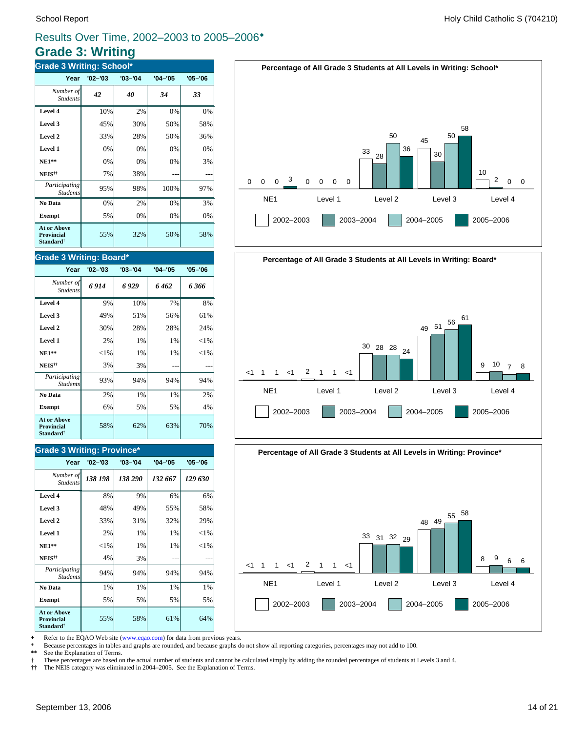# Results Over Time, 2002–2003 to 2005–2006♦

## Grade 3: Writing

### Grade 3 Writing: School*

| Year | '02–'03 | '03–'04 | '04–'05 | '05–'06 |
|---|---|---|---|---|
| *Number of Students* | *42* | *40* | *34* | *33* |
| **Level 4** | 10% | 2% | 0% | 0% |
| **Level 3** | 45% | 30% | 50% | 58% |
| **Level 2** | 33% | 28% | 50% | 36% |
| **Level 1** | 0% | 0% | 0% | 0% |
| **NE1**** | 0% | 0% | 0% | 3% |
| **NEIS**†† | 7% | 38% | --- | --- |
| *Participating Students* | 95% | 98% | 100% | 97% |
| **No Data** | 0% | 2% | 0% | 3% |
| **Exempt** | 5% | 0% | 0% | 0% |
| **At or Above Provincial Standard**† | 55% | 32% | 50% | 58% |

**Percentage of All Grade 3 Students at All Levels in Writing: School***

| | NE1 | Level 1 | Level 2 | Level 3 | Level 4 |
|---|---|---|---|---|---|
| 2002–2003 | 0 | 0 | 33 | 45 | 10 |
| 2003–2004 | 0 | 0 | 28 | 30 | 2 |
| 2004–2005 | 0 | 0 | 50 | 50 | 0 |
| 2005–2006 | 3 | 0 | 36 | 58 | 0 |

### Grade 3 Writing: Board*

| Year | '02–'03 | '03–'04 | '04–'05 | '05–'06 |
|---|---|---|---|---|
| *Number of Students* | *6 914* | *6 929* | *6 462* | *6 366* |
| **Level 4** | 9% | 10% | 7% | 8% |
| **Level 3** | 49% | 51% | 56% | 61% |
| **Level 2** | 30% | 28% | 28% | 24% |
| **Level 1** | 2% | 1% | 1% | <1% |
| **NE1**** | <1% | 1% | 1% | <1% |
| **NEIS**†† | 3% | 3% | --- | --- |
| *Participating Students* | 93% | 94% | 94% | 94% |
| **No Data** | 2% | 1% | 1% | 2% |
| **Exempt** | 6% | 5% | 5% | 4% |
| **At or Above Provincial Standard**† | 58% | 62% | 63% | 70% |

**Percentage of All Grade 3 Students at All Levels in Writing: Board***

| | NE1 | Level 1 | Level 2 | Level 3 | Level 4 |
|---|---|---|---|---|---|
| 2002–2003 | <1 | 2 | 30 | 49 | 9 |
| 2003–2004 | 1 | 1 | 28 | 51 | 10 |
| 2004–2005 | 1 | 1 | 28 | 56 | 7 |
| 2005–2006 | <1 | <1 | 24 | 61 | 8 |

### Grade 3 Writing: Province*

| Year | '02–'03 | '03–'04 | '04–'05 | '05–'06 |
|---|---|---|---|---|
| *Number of Students* | *138 198* | *138 290* | *132 667* | *129 630* |
| **Level 4** | 8% | 9% | 6% | 6% |
| **Level 3** | 48% | 49% | 55% | 58% |
| **Level 2** | 33% | 31% | 32% | 29% |
| **Level 1** | 2% | 1% | 1% | <1% |
| **NE1**** | <1% | 1% | 1% | <1% |
| **NEIS**†† | 4% | 3% | --- | --- |
| *Participating Students* | 94% | 94% | 94% | 94% |
| **No Data** | 1% | 1% | 1% | 1% |
| **Exempt** | 5% | 5% | 5% | 5% |
| **At or Above Provincial Standard**† | 55% | 58% | 61% | 64% |

**Percentage of All Grade 3 Students at All Levels in Writing: Province***

| | NE1 | Level 1 | Level 2 | Level 3 | Level 4 |
|---|---|---|---|---|---|
| 2002–2003 | <1 | 2 | 33 | 48 | 8 |
| 2003–2004 | 1 | 1 | 31 | 49 | 9 |
| 2004–2005 | 1 | 1 | 32 | 55 | 6 |
| 2005–2006 | <1 | <1 | 29 | 58 | 6 |

♦ Refer to the EQAO Web site (www.eqao.com) for data from previous years.
\* Because percentages in tables and graphs are rounded, and because graphs do not show all reporting categories, percentages may not add to 100.
** See the Explanation of Terms.
† These percentages are based on the actual number of students and cannot be calculated simply by adding the rounded percentages of students at Levels 3 and 4.
†† The NEIS category was eliminated in 2004–2005. See the Explanation of Terms.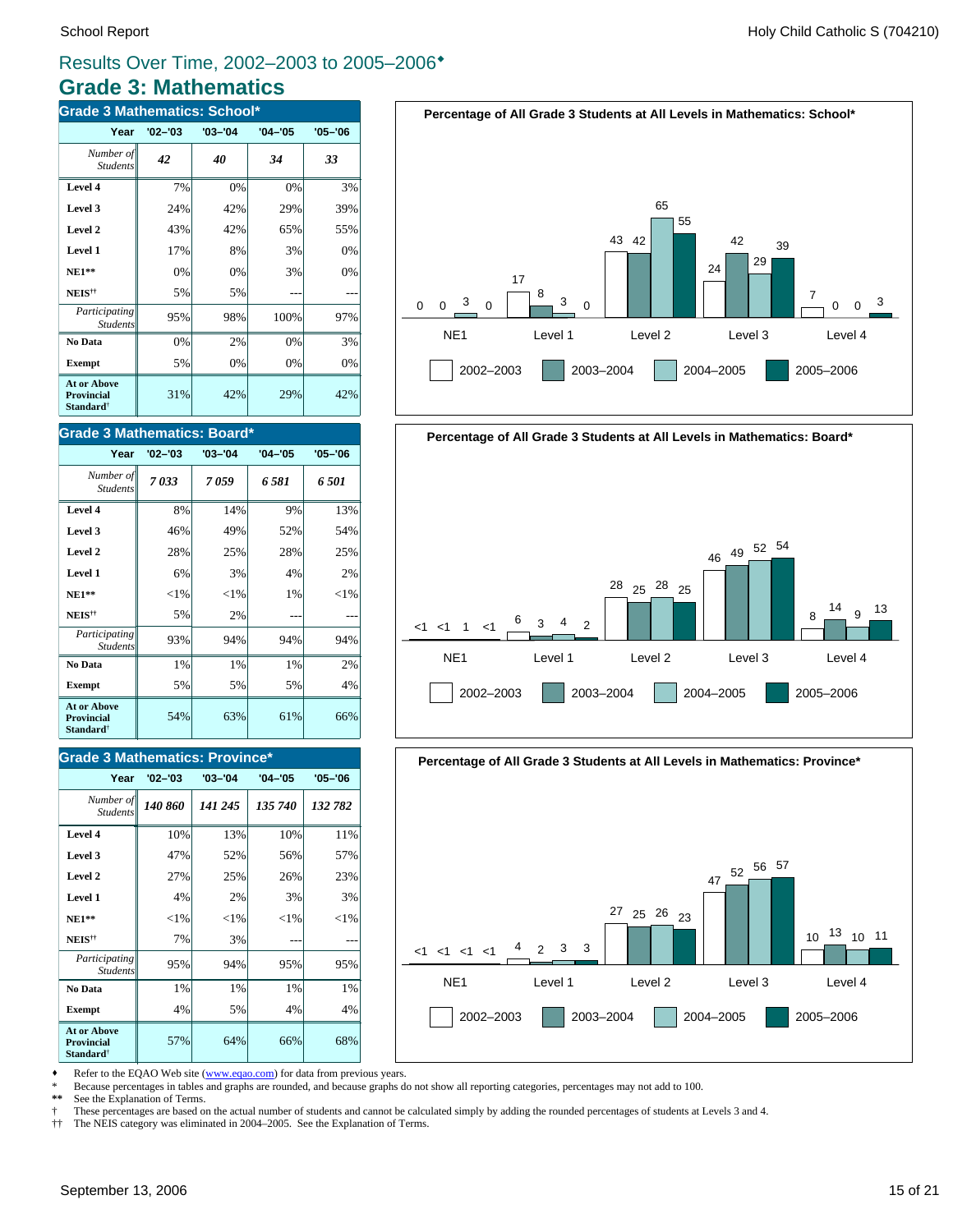# Results Over Time, 2002–2003 to 2005–2006♦

## Grade 3: Mathematics

### Grade 3 Mathematics: School*

| Year | '02–'03 | '03–'04 | '04–'05 | '05–'06 |
|---|---|---|---|---|
| *Number of Students* | *42* | *40* | *34* | *33* |
| **Level 4** | 7% | 0% | 0% | 3% |
| **Level 3** | 24% | 42% | 29% | 39% |
| **Level 2** | 43% | 42% | 65% | 55% |
| **Level 1** | 17% | 8% | 3% | 0% |
| **NE1**** | 0% | 0% | 3% | 0% |
| **NEIS**†† | 5% | 5% | --- | --- |
| *Participating Students* | 95% | 98% | 100% | 97% |
| **No Data** | 0% | 2% | 0% | 3% |
| **Exempt** | 5% | 0% | 0% | 0% |
| **At or Above Provincial Standard**† | 31% | 42% | 29% | 42% |

### Grade 3 Mathematics: Board*

| Year | '02–'03 | '03–'04 | '04–'05 | '05–'06 |
|---|---|---|---|---|
| *Number of Students* | *7 033* | *7 059* | *6 581* | *6 501* |
| **Level 4** | 8% | 14% | 9% | 13% |
| **Level 3** | 46% | 49% | 52% | 54% |
| **Level 2** | 28% | 25% | 28% | 25% |
| **Level 1** | 6% | 3% | 4% | 2% |
| **NE1**** | <1% | <1% | 1% | <1% |
| **NEIS**†† | 5% | 2% | --- | --- |
| *Participating Students* | 93% | 94% | 94% | 94% |
| **No Data** | 1% | 1% | 1% | 2% |
| **Exempt** | 5% | 5% | 5% | 4% |
| **At or Above Provincial Standard**† | 54% | 63% | 61% | 66% |

### Grade 3 Mathematics: Province*

| Year | '02–'03 | '03–'04 | '04–'05 | '05–'06 |
|---|---|---|---|---|
| *Number of Students* | *140 860* | *141 245* | *135 740* | *132 782* |
| **Level 4** | 10% | 13% | 10% | 11% |
| **Level 3** | 47% | 52% | 56% | 57% |
| **Level 2** | 27% | 25% | 26% | 23% |
| **Level 1** | 4% | 2% | 3% | 3% |
| **NE1**** | <1% | <1% | <1% | <1% |
| **NEIS**†† | 7% | 3% | --- | --- |
| *Participating Students* | 95% | 94% | 95% | 95% |
| **No Data** | 1% | 1% | 1% | 1% |
| **Exempt** | 4% | 5% | 4% | 4% |
| **At or Above Provincial Standard**† | 57% | 64% | 66% | 68% |

**Percentage of All Grade 3 Students at All Levels in Mathematics: School***

| | 2002–2003 | 2003–2004 | 2004–2005 | 2005–2006 |
|---|---|---|---|---|
| NE1 | 0 | 0 | 3 | 0 |
| Level 1 | 17 | 8 | 3 | 0 |
| Level 2 | 43 | 42 | 65 | 55 |
| Level 3 | 24 | 42 | 29 | 39 |
| Level 4 | 7 | 0 | 0 | 3 |

**Percentage of All Grade 3 Students at All Levels in Mathematics: Board***

| | 2002–2003 | 2003–2004 | 2004–2005 | 2005–2006 |
|---|---|---|---|---|
| NE1 | <1 | <1 | 1 | <1 |
| Level 1 | 6 | 3 | 4 | 2 |
| Level 2 | 28 | 25 | 28 | 25 |
| Level 3 | 46 | 49 | 52 | 54 |
| Level 4 | 8 | 14 | 9 | 13 |

**Percentage of All Grade 3 Students at All Levels in Mathematics: Province***

| | 2002–2003 | 2003–2004 | 2004–2005 | 2005–2006 |
|---|---|---|---|---|
| NE1 | <1 | <1 | <1 | <1 |
| Level 1 | 4 | 2 | 3 | 3 |
| Level 2 | 27 | 25 | 26 | 23 |
| Level 3 | 47 | 52 | 56 | 57 |
| Level 4 | 10 | 13 | 10 | 11 |

♦ Refer to the EQAO Web site (www.eqao.com) for data from previous years.
\* Because percentages in tables and graphs are rounded, and because graphs do not show all reporting categories, percentages may not add to 100.
** See the Explanation of Terms.
† These percentages are based on the actual number of students and cannot be calculated simply by adding the rounded percentages of students at Levels 3 and 4.
†† The NEIS category was eliminated in 2004–2005. See the Explanation of Terms.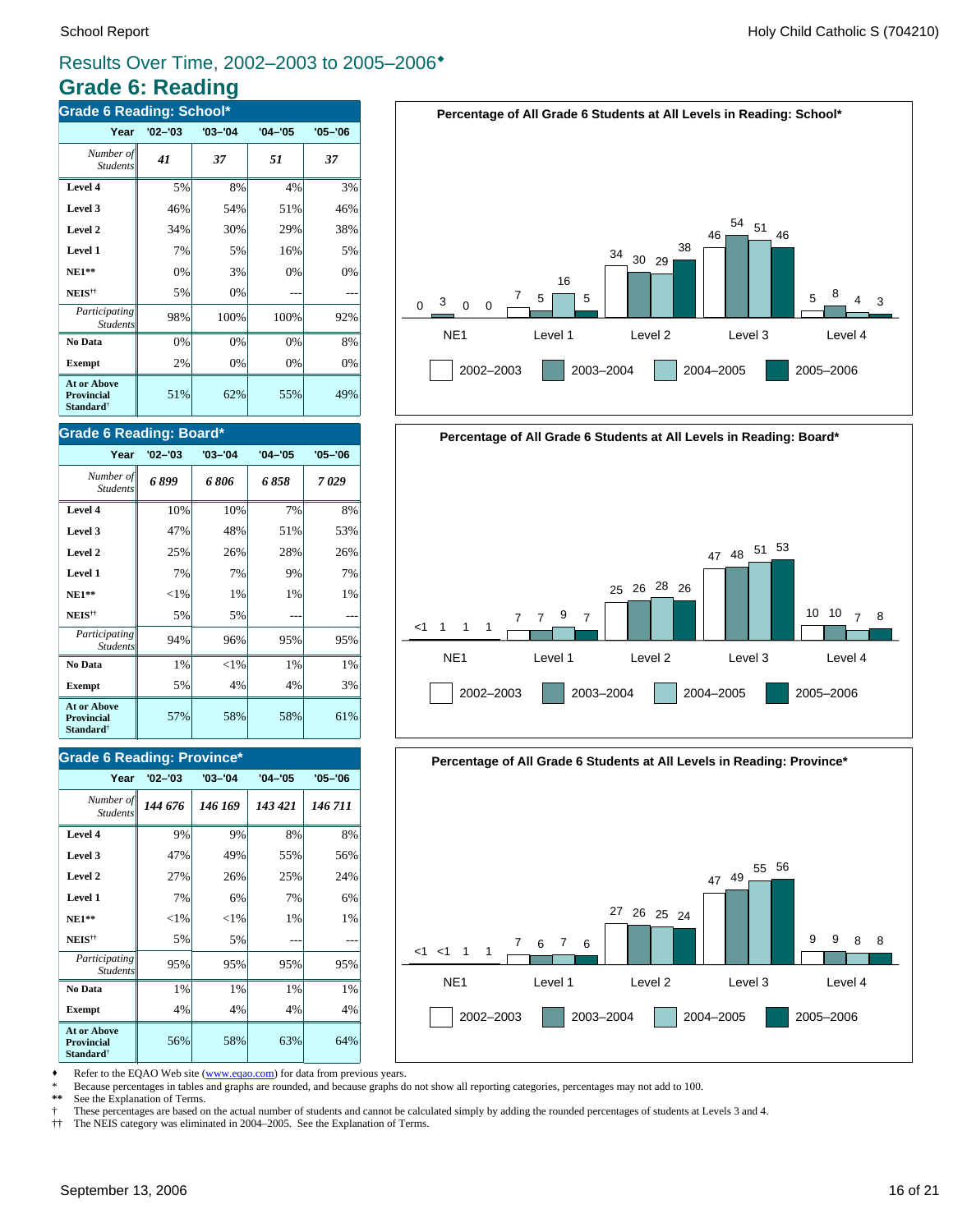## Results Over Time, 2002–2003 to 2005–2006♦

# Grade 6: Reading

### Grade 6 Reading: School*

| Year | '02–'03 | '03–'04 | '04–'05 | '05–'06 |
|---|---|---|---|---|
| *Number of Students* | *41* | *37* | *51* | *37* |
| **Level 4** | 5% | 8% | 4% | 3% |
| **Level 3** | 46% | 54% | 51% | 46% |
| **Level 2** | 34% | 30% | 29% | 38% |
| **Level 1** | 7% | 5% | 16% | 5% |
| **NE1**** | 0% | 3% | 0% | 0% |
| **NEIS**†† | 5% | 0% | --- | --- |
| *Participating Students* | 98% | 100% | 100% | 92% |
| **No Data** | 0% | 0% | 0% | 8% |
| **Exempt** | 2% | 0% | 0% | 0% |
| **At or Above Provincial Standard**† | 51% | 62% | 55% | 49% |

**Percentage of All Grade 6 Students at All Levels in Reading: School***

| | NE1 | Level 1 | Level 2 | Level 3 | Level 4 |
|---|---|---|---|---|---|
| 2002–2003 | 0 | 7 | 34 | 46 | 5 |
| 2003–2004 | 3 | 5 | 30 | 54 | 8 |
| 2004–2005 | 0 | 16 | 29 | 51 | 4 |
| 2005–2006 | 0 | 5 | 38 | 46 | 3 |

### Grade 6 Reading: Board*

| Year | '02–'03 | '03–'04 | '04–'05 | '05–'06 |
|---|---|---|---|---|
| *Number of Students* | *6 899* | *6 806* | *6 858* | *7 029* |
| **Level 4** | 10% | 10% | 7% | 8% |
| **Level 3** | 47% | 48% | 51% | 53% |
| **Level 2** | 25% | 26% | 28% | 26% |
| **Level 1** | 7% | 7% | 9% | 7% |
| **NE1**** | <1% | 1% | 1% | 1% |
| **NEIS**†† | 5% | 5% | --- | --- |
| *Participating Students* | 94% | 96% | 95% | 95% |
| **No Data** | 1% | <1% | 1% | 1% |
| **Exempt** | 5% | 4% | 4% | 3% |
| **At or Above Provincial Standard**† | 57% | 58% | 58% | 61% |

**Percentage of All Grade 6 Students at All Levels in Reading: Board***

| | NE1 | Level 1 | Level 2 | Level 3 | Level 4 |
|---|---|---|---|---|---|
| 2002–2003 | <1 | 7 | 25 | 47 | 10 |
| 2003–2004 | 1 | 7 | 26 | 48 | 10 |
| 2004–2005 | 1 | 9 | 28 | 51 | 7 |
| 2005–2006 | 1 | 7 | 26 | 53 | 8 |

### Grade 6 Reading: Province*

| Year | '02–'03 | '03–'04 | '04–'05 | '05–'06 |
|---|---|---|---|---|
| *Number of Students* | *144 676* | *146 169* | *143 421* | *146 711* |
| **Level 4** | 9% | 9% | 8% | 8% |
| **Level 3** | 47% | 49% | 55% | 56% |
| **Level 2** | 27% | 26% | 25% | 24% |
| **Level 1** | 7% | 6% | 7% | 6% |
| **NE1**** | <1% | <1% | 1% | 1% |
| **NEIS**†† | 5% | 5% | --- | --- |
| *Participating Students* | 95% | 95% | 95% | 95% |
| **No Data** | 1% | 1% | 1% | 1% |
| **Exempt** | 4% | 4% | 4% | 4% |
| **At or Above Provincial Standard**† | 56% | 58% | 63% | 64% |

**Percentage of All Grade 6 Students at All Levels in Reading: Province***

| | NE1 | Level 1 | Level 2 | Level 3 | Level 4 |
|---|---|---|---|---|---|
| 2002–2003 | <1 | 7 | 27 | 47 | 9 |
| 2003–2004 | <1 | 6 | 26 | 49 | 9 |
| 2004–2005 | 1 | 7 | 25 | 55 | 8 |
| 2005–2006 | 1 | 6 | 24 | 56 | 8 |

♦ Refer to the EQAO Web site (www.eqao.com) for data from previous years.
* Because percentages in tables and graphs are rounded, and because graphs do not show all reporting categories, percentages may not add to 100.
** See the Explanation of Terms.
† These percentages are based on the actual number of students and cannot be calculated simply by adding the rounded percentages of students at Levels 3 and 4.
†† The NEIS category was eliminated in 2004–2005. See the Explanation of Terms.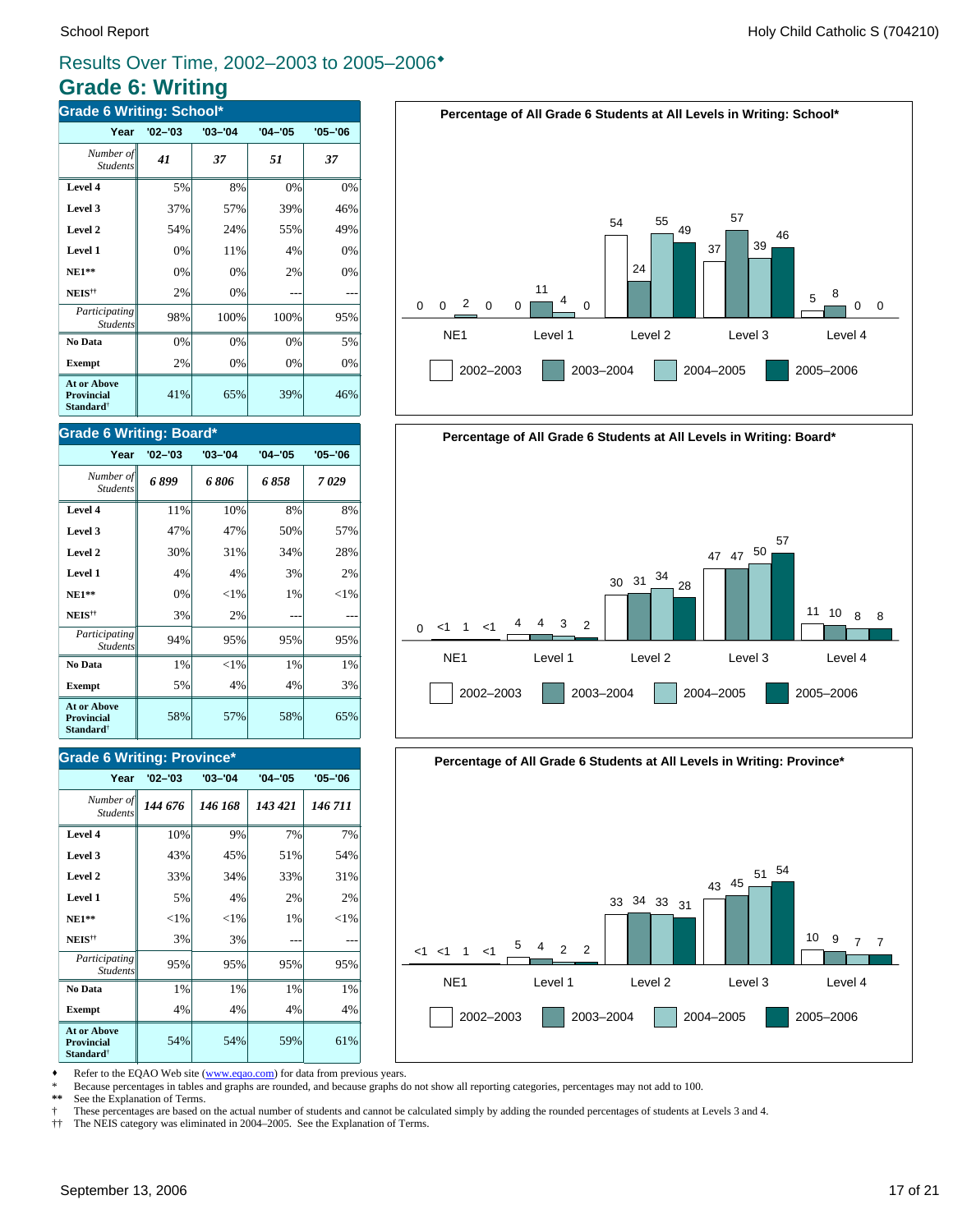# Results Over Time, 2002–2003 to 2005–2006♦

## Grade 6: Writing

### Grade 6 Writing: School*

| Year | '02–'03 | '03–'04 | '04–'05 | '05–'06 |
|---|---|---|---|---|
| *Number of Students* | ***41*** | ***37*** | ***51*** | ***37*** |
| **Level 4** | 5% | 8% | 0% | 0% |
| **Level 3** | 37% | 57% | 39% | 46% |
| **Level 2** | 54% | 24% | 55% | 49% |
| **Level 1** | 0% | 11% | 4% | 0% |
| **NE1**** | 0% | 0% | 2% | 0% |
| **NEIS††** | 2% | 0% | --- | --- |
| *Participating Students* | 98% | 100% | 100% | 95% |
| **No Data** | 0% | 0% | 0% | 5% |
| **Exempt** | 2% | 0% | 0% | 0% |
| **At or Above Provincial Standard†** | 41% | 65% | 39% | 46% |

**Percentage of All Grade 6 Students at All Levels in Writing: School***

| | 2002–2003 | 2003–2004 | 2004–2005 | 2005–2006 |
|---|---|---|---|---|
| NE1 | 0 | 0 | 2 | 0 |
| Level 1 | 0 | 11 | 4 | 0 |
| Level 2 | 54 | 24 | 55 | 49 |
| Level 3 | 37 | 57 | 39 | 46 |
| Level 4 | 5 | 8 | 0 | 0 |

### Grade 6 Writing: Board*

| Year | '02–'03 | '03–'04 | '04–'05 | '05–'06 |
|---|---|---|---|---|
| *Number of Students* | ***6 899*** | ***6 806*** | ***6 858*** | ***7 029*** |
| **Level 4** | 11% | 10% | 8% | 8% |
| **Level 3** | 47% | 47% | 50% | 57% |
| **Level 2** | 30% | 31% | 34% | 28% |
| **Level 1** | 4% | 4% | 3% | 2% |
| **NE1**** | 0% | <1% | 1% | <1% |
| **NEIS††** | 3% | 2% | --- | --- |
| *Participating Students* | 94% | 95% | 95% | 95% |
| **No Data** | 1% | <1% | 1% | 1% |
| **Exempt** | 5% | 4% | 4% | 3% |
| **At or Above Provincial Standard†** | 58% | 57% | 58% | 65% |

**Percentage of All Grade 6 Students at All Levels in Writing: Board***

| | 2002–2003 | 2003–2004 | 2004–2005 | 2005–2006 |
|---|---|---|---|---|
| NE1 | 0 | <1 | 1 | <1 |
| Level 1 | 4 | 4 | 3 | 2 |
| Level 2 | 30 | 31 | 34 | 28 |
| Level 3 | 47 | 47 | 50 | 57 |
| Level 4 | 11 | 10 | 8 | 8 |

### Grade 6 Writing: Province*

| Year | '02–'03 | '03–'04 | '04–'05 | '05–'06 |
|---|---|---|---|---|
| *Number of Students* | ***144 676*** | ***146 168*** | ***143 421*** | ***146 711*** |
| **Level 4** | 10% | 9% | 7% | 7% |
| **Level 3** | 43% | 45% | 51% | 54% |
| **Level 2** | 33% | 34% | 33% | 31% |
| **Level 1** | 5% | 4% | 2% | 2% |
| **NE1**** | <1% | <1% | 1% | <1% |
| **NEIS††** | 3% | 3% | --- | --- |
| *Participating Students* | 95% | 95% | 95% | 95% |
| **No Data** | 1% | 1% | 1% | 1% |
| **Exempt** | 4% | 4% | 4% | 4% |
| **At or Above Provincial Standard†** | 54% | 54% | 59% | 61% |

**Percentage of All Grade 6 Students at All Levels in Writing: Province***

| | 2002–2003 | 2003–2004 | 2004–2005 | 2005–2006 |
|---|---|---|---|---|
| NE1 | <1 | <1 | 1 | <1 |
| Level 1 | 5 | 4 | 2 | 2 |
| Level 2 | 33 | 34 | 33 | 31 |
| Level 3 | 43 | 45 | 51 | 54 |
| Level 4 | 10 | 9 | 7 | 7 |

♦ Refer to the EQAO Web site (www.eqao.com) for data from previous years.

\* Because percentages in tables and graphs are rounded, and because graphs do not show all reporting categories, percentages may not add to 100.

** See the Explanation of Terms.

† These percentages are based on the actual number of students and cannot be calculated simply by adding the rounded percentages of students at Levels 3 and 4.

†† The NEIS category was eliminated in 2004–2005. See the Explanation of Terms.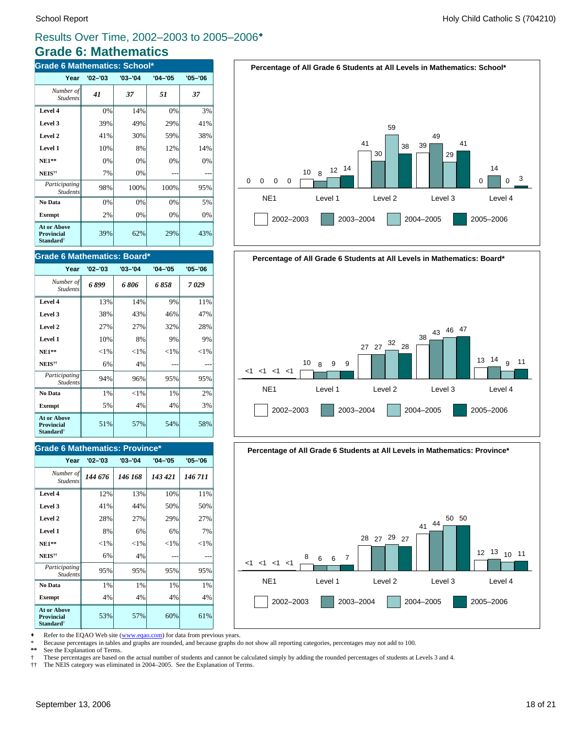# Results Over Time, 2002–2003 to 2005–2006♦

## Grade 6: Mathematics

### Grade 6 Mathematics: School*

| Year | '02–'03 | '03–'04 | '04–'05 | '05–'06 |
|---|---|---|---|---|
| *Number of Students* | *41* | *37* | *51* | *37* |
| **Level 4** | 0% | 14% | 0% | 3% |
| **Level 3** | 39% | 49% | 29% | 41% |
| **Level 2** | 41% | 30% | 59% | 38% |
| **Level 1** | 10% | 8% | 12% | 14% |
| **NE1**** | 0% | 0% | 0% | 0% |
| **NEIS††** | 7% | 0% | --- | --- |
| *Participating Students* | 98% | 100% | 100% | 95% |
| **No Data** | 0% | 0% | 0% | 5% |
| **Exempt** | 2% | 0% | 0% | 0% |
| **At or Above Provincial Standard†** | 39% | 62% | 29% | 43% |

**Percentage of All Grade 6 Students at All Levels in Mathematics: School***

| | NE1 | Level 1 | Level 2 | Level 3 | Level 4 |
|---|---|---|---|---|---|
| 2002–2003 | 0 | 10 | 41 | 39 | 0 |
| 2003–2004 | 0 | 8 | 30 | 49 | 14 |
| 2004–2005 | 0 | 12 | 59 | 29 | 0 |
| 2005–2006 | 0 | 14 | 38 | 41 | 3 |

### Grade 6 Mathematics: Board*

| Year | '02–'03 | '03–'04 | '04–'05 | '05–'06 |
|---|---|---|---|---|
| *Number of Students* | *6 899* | *6 806* | *6 858* | *7 029* |
| **Level 4** | 13% | 14% | 9% | 11% |
| **Level 3** | 38% | 43% | 46% | 47% |
| **Level 2** | 27% | 27% | 32% | 28% |
| **Level 1** | 10% | 8% | 9% | 9% |
| **NE1**** | <1% | <1% | <1% | <1% |
| **NEIS††** | 6% | 4% | --- | --- |
| *Participating Students* | 94% | 96% | 95% | 95% |
| **No Data** | 1% | <1% | 1% | 2% |
| **Exempt** | 5% | 4% | 4% | 3% |
| **At or Above Provincial Standard†** | 51% | 57% | 54% | 58% |

**Percentage of All Grade 6 Students at All Levels in Mathematics: Board***

| | NE1 | Level 1 | Level 2 | Level 3 | Level 4 |
|---|---|---|---|---|---|
| 2002–2003 | <1 | 10 | 27 | 38 | 13 |
| 2003–2004 | <1 | 8 | 27 | 43 | 14 |
| 2004–2005 | <1 | 9 | 32 | 46 | 9 |
| 2005–2006 | <1 | 9 | 28 | 47 | 11 |

### Grade 6 Mathematics: Province*

| Year | '02–'03 | '03–'04 | '04–'05 | '05–'06 |
|---|---|---|---|---|
| *Number of Students* | *144 676* | *146 168* | *143 421* | *146 711* |
| **Level 4** | 12% | 13% | 10% | 11% |
| **Level 3** | 41% | 44% | 50% | 50% |
| **Level 2** | 28% | 27% | 29% | 27% |
| **Level 1** | 8% | 6% | 6% | 7% |
| **NE1**** | <1% | <1% | <1% | <1% |
| **NEIS††** | 6% | 4% | --- | --- |
| *Participating Students* | 95% | 95% | 95% | 95% |
| **No Data** | 1% | 1% | 1% | 1% |
| **Exempt** | 4% | 4% | 4% | 4% |
| **At or Above Provincial Standard†** | 53% | 57% | 60% | 61% |

**Percentage of All Grade 6 Students at All Levels in Mathematics: Province***

| | NE1 | Level 1 | Level 2 | Level 3 | Level 4 |
|---|---|---|---|---|---|
| 2002–2003 | <1 | 8 | 28 | 41 | 12 |
| 2003–2004 | <1 | 6 | 27 | 44 | 13 |
| 2004–2005 | <1 | 6 | 29 | 50 | 10 |
| 2005–2006 | <1 | 7 | 27 | 50 | 11 |

♦ Refer to the EQAO Web site (www.eqao.com) for data from previous years.
\* Because percentages in tables and graphs are rounded, and because graphs do not show all reporting categories, percentages may not add to 100.
** See the Explanation of Terms.
† These percentages are based on the actual number of students and cannot be calculated simply by adding the rounded percentages of students at Levels 3 and 4.
†† The NEIS category was eliminated in 2004–2005. See the Explanation of Terms.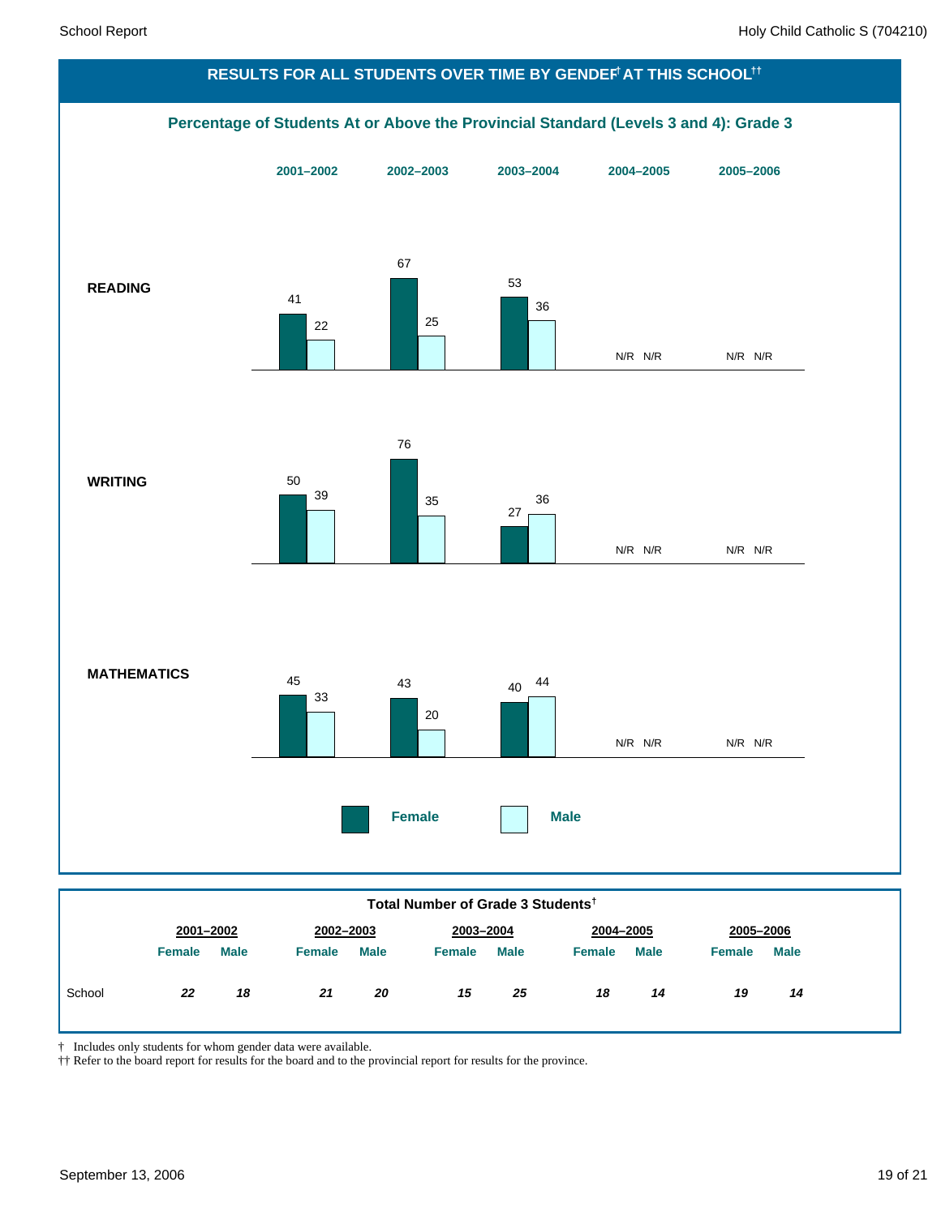## RESULTS FOR ALL STUDENTS OVER TIME BY GENDER† AT THIS SCHOOL††

### Percentage of Students At or Above the Provincial Standard (Levels 3 and 4): Grade 3

| | 2001–2002 | | 2002–2003 | | 2003–2004 | | 2004–2005 | | 2005–2006 | |
|---|---|---|---|---|---|---|---|---|---|---|
| | Female | Male | Female | Male | Female | Male | Female | Male | Female | Male |
| **READING** | 41 | 22 | 67 | 25 | 53 | 36 | N/R | N/R | N/R | N/R |
| **WRITING** | 50 | 39 | 76 | 35 | 27 | 36 | N/R | N/R | N/R | N/R |
| **MATHEMATICS** | 45 | 33 | 43 | 20 | 40 | 44 | N/R | N/R | N/R | N/R |

### Total Number of Grade 3 Students†

| | 2001–2002 | | 2002–2003 | | 2003–2004 | | 2004–2005 | | 2005–2006 | |
|---|---|---|---|---|---|---|---|---|---|---|
| | Female | Male | Female | Male | Female | Male | Female | Male | Female | Male |
| School | *22* | *18* | *21* | *20* | *15* | *25* | *18* | *14* | *19* | *14* |

† Includes only students for whom gender data were available.
†† Refer to the board report for results for the board and to the provincial report for results for the province.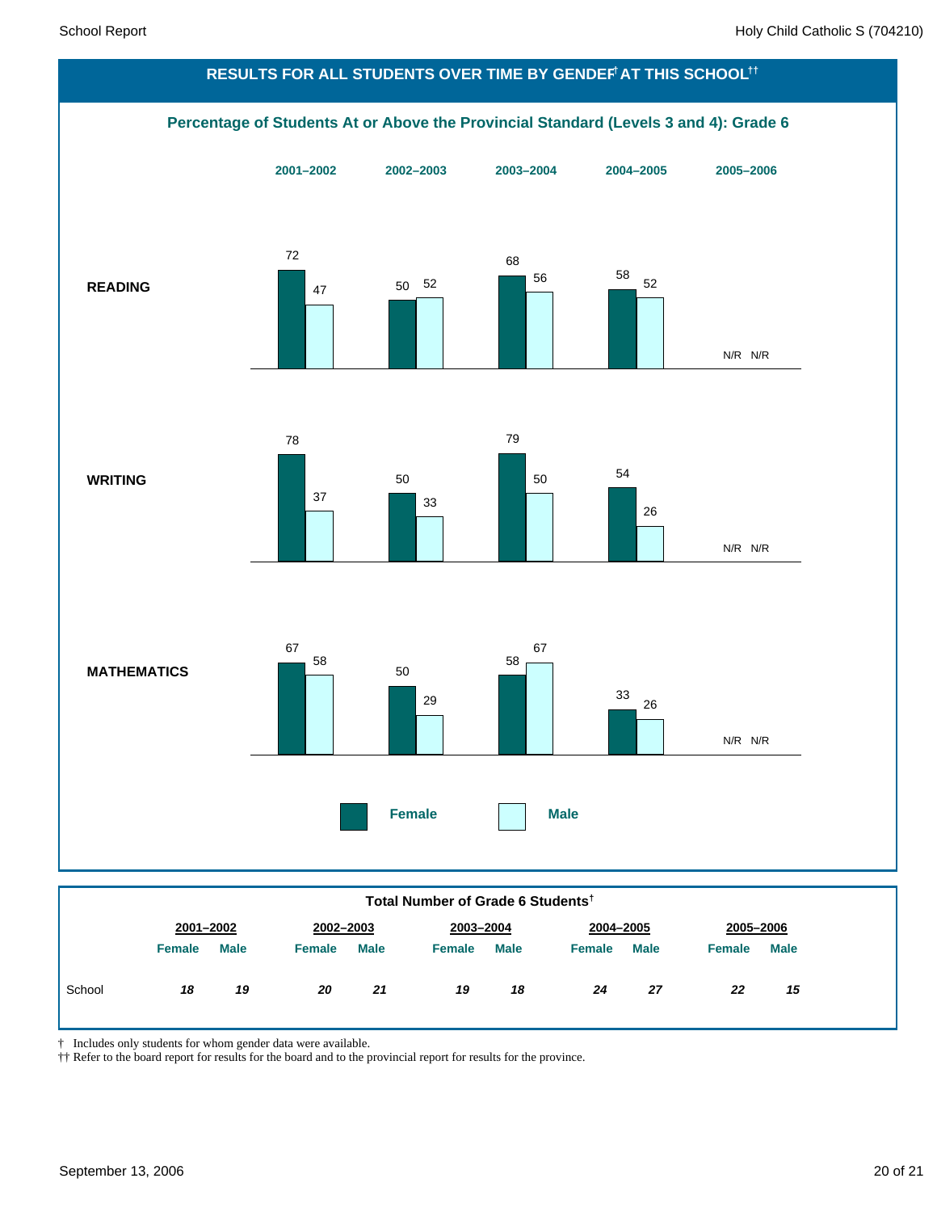## RESULTS FOR ALL STUDENTS OVER TIME BY GENDER† AT THIS SCHOOL††

### Percentage of Students At or Above the Provincial Standard (Levels 3 and 4): Grade 6

| | 2001–2002 Female | 2001–2002 Male | 2002–2003 Female | 2002–2003 Male | 2003–2004 Female | 2003–2004 Male | 2004–2005 Female | 2004–2005 Male | 2005–2006 Female | 2005–2006 Male |
|---|---|---|---|---|---|---|---|---|---|---|
| **READING** | 72 | 47 | 50 | 52 | 68 | 56 | 58 | 52 | N/R | N/R |
| **WRITING** | 78 | 37 | 50 | 33 | 79 | 50 | 54 | 26 | N/R | N/R |
| **MATHEMATICS** | 67 | 58 | 50 | 29 | 58 | 67 | 33 | 26 | N/R | N/R |

### Total Number of Grade 6 Students†

| | 2001–2002 | | 2002–2003 | | 2003–2004 | | 2004–2005 | | 2005–2006 | |
|---|---|---|---|---|---|---|---|---|---|---|
| | Female | Male | Female | Male | Female | Male | Female | Male | Female | Male |
| School | *18* | *19* | *20* | *21* | *19* | *18* | *24* | *27* | *22* | *15* |

† Includes only students for whom gender data were available.

†† Refer to the board report for results for the board and to the provincial report for results for the province.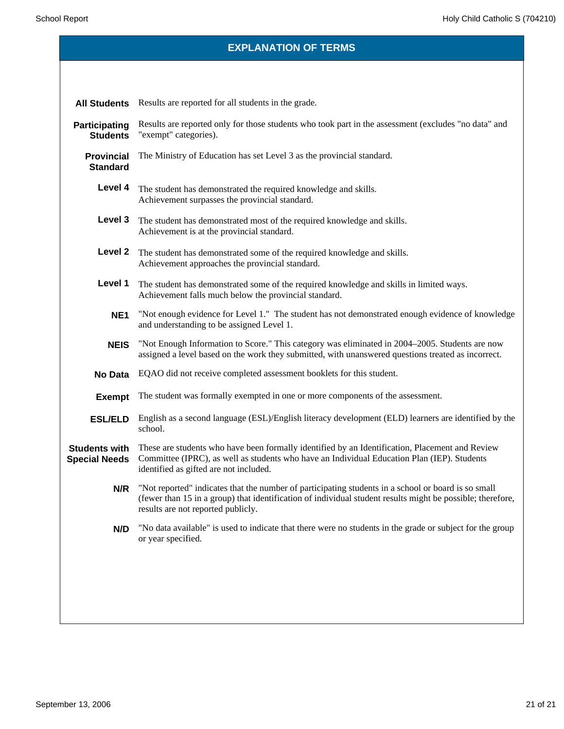## EXPLANATION OF TERMS

**All Students** Results are reported for all students in the grade.

**Participating Students** Results are reported only for those students who took part in the assessment (excludes "no data" and "exempt" categories).

**Provincial Standard** The Ministry of Education has set Level 3 as the provincial standard.

**Level 4** The student has demonstrated the required knowledge and skills.
Achievement surpasses the provincial standard.

**Level 3** The student has demonstrated most of the required knowledge and skills.
Achievement is at the provincial standard.

**Level 2** The student has demonstrated some of the required knowledge and skills.
Achievement approaches the provincial standard.

**Level 1** The student has demonstrated some of the required knowledge and skills in limited ways.
Achievement falls much below the provincial standard.

**NE1** "Not enough evidence for Level 1." The student has not demonstrated enough evidence of knowledge and understanding to be assigned Level 1.

**NEIS** "Not Enough Information to Score." This category was eliminated in 2004–2005. Students are now assigned a level based on the work they submitted, with unanswered questions treated as incorrect.

**No Data** EQAO did not receive completed assessment booklets for this student.

**Exempt** The student was formally exempted in one or more components of the assessment.

**ESL/ELD** English as a second language (ESL)/English literacy development (ELD) learners are identified by the school.

**Students with Special Needs** These are students who have been formally identified by an Identification, Placement and Review Committee (IPRC), as well as students who have an Individual Education Plan (IEP). Students identified as gifted are not included.

**N/R** "Not reported" indicates that the number of participating students in a school or board is so small (fewer than 15 in a group) that identification of individual student results might be possible; therefore, results are not reported publicly.

**N/D** "No data available" is used to indicate that there were no students in the grade or subject for the group or year specified.